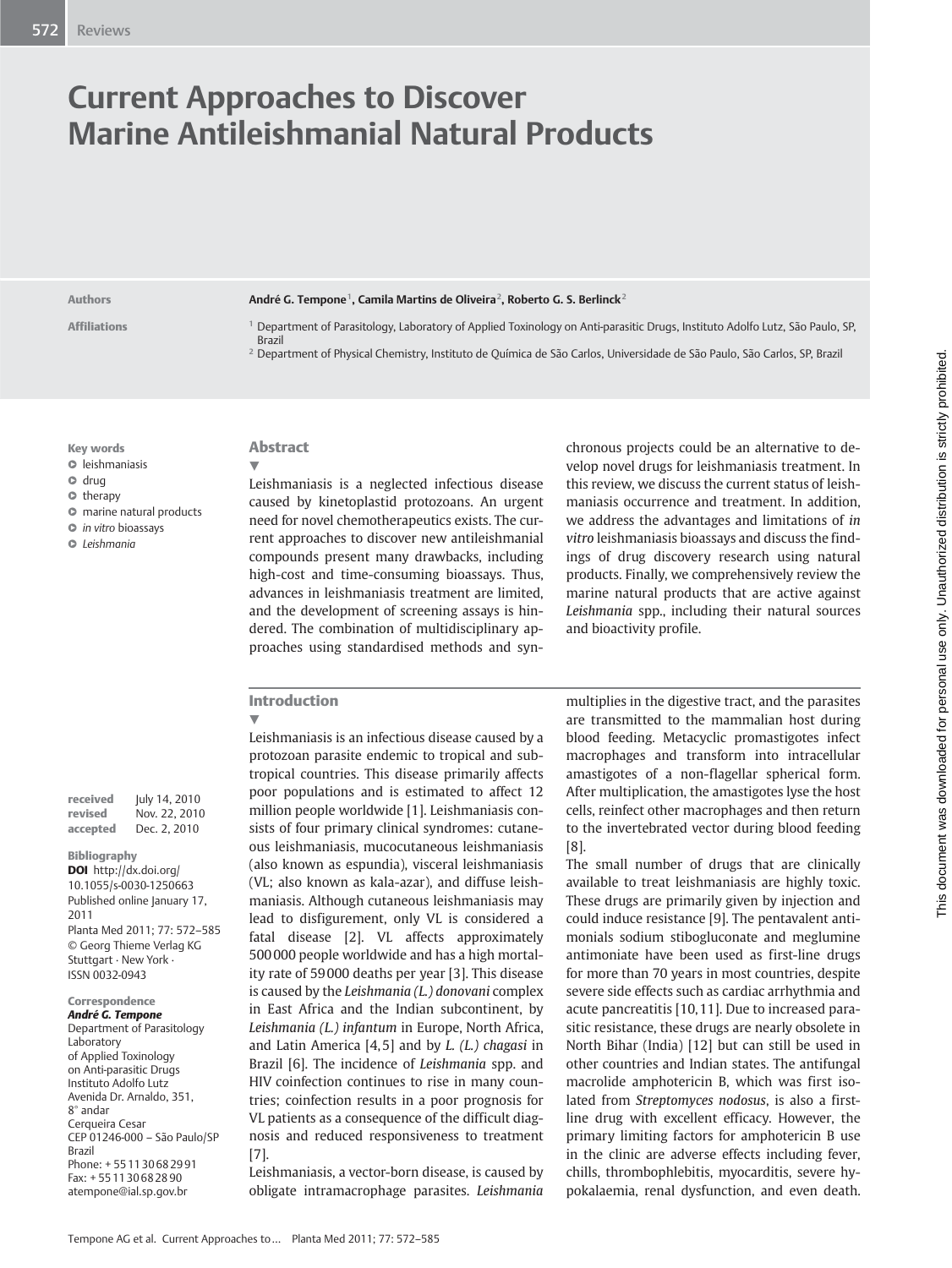# Current Approaches to Discover Marine Antileishmanial Natural Products

**Authors**

André G. Tempone[1], Camila Martins de Oliveira[2], Roberto G. S. Berlinck[2]

**Affiliations**

[1] Department of Parasitology, Laboratory of Applied Toxinology on Anti-parasitic Drugs, Instituto Adolfo Lutz, São Paulo, SP, Brazil

[2] Department of Physical Chemistry, Instituto de Química de São Carlos, Universidade de São Paulo, São Carlos, SP, Brazil

**Key words**

- leishmaniasis
- drug
- therapy
- marine natural products
- *in vitro* bioassays
- *Leishmania*

**received** July 14, 2010
**revised** Nov. 22, 2010
**accepted** Dec. 2, 2010

**Bibliography**

**DOI** http://dx.doi.org/10.1055/s-0030-1250663
Published online January 17, 2011
Planta Med 2011; 77: 572–585
© Georg Thieme Verlag KG Stuttgart · New York · ISSN 0032-0943

**Correspondence**

***André G. Tempone***
Department of Parasitology Laboratory of Applied Toxinology on Anti-parasitic Drugs
Instituto Adolfo Lutz
Avenida Dr. Arnaldo, 351, 8° andar
Cerqueira Cesar
CEP 01246-000 – São Paulo/SP
Brazil
Phone: + 55 11 30 68 29 91
Fax: + 55 11 30 68 28 90
atempone@ial.sp.gov.br

## Abstract

Leishmaniasis is a neglected infectious disease caused by kinetoplastid protozoans. An urgent need for novel chemotherapeutics exists. The current approaches to discover new antileishmanial compounds present many drawbacks, including high-cost and time-consuming bioassays. Thus, advances in leishmaniasis treatment are limited, and the development of screening assays is hindered. The combination of multidisciplinary approaches using standardised methods and synchronous projects could be an alternative to develop novel drugs for leishmaniasis treatment. In this review, we discuss the current status of leishmaniasis occurrence and treatment. In addition, we address the advantages and limitations of *in vitro* leishmaniasis bioassays and discuss the findings of drug discovery research using natural products. Finally, we comprehensively review the marine natural products that are active against *Leishmania* spp., including their natural sources and bioactivity profile.

## Introduction

Leishmaniasis is an infectious disease caused by a protozoan parasite endemic to tropical and subtropical countries. This disease primarily affects poor populations and is estimated to affect 12 million people worldwide [1]. Leishmaniasis consists of four primary clinical syndromes: cutaneous leishmaniasis, mucocutaneous leishmaniasis (also known as espundia), visceral leishmaniasis (VL; also known as kala-azar), and diffuse leishmaniasis. Although cutaneous leishmaniasis may lead to disfigurement, only VL is considered a fatal disease [2]. VL affects approximately 500 000 people worldwide and has a high mortality rate of 59 000 deaths per year [3]. This disease is caused by the *Leishmania (L.) donovani* complex in East Africa and the Indian subcontinent, by *Leishmania (L.) infantum* in Europe, North Africa, and Latin America [4,5] and by *L. (L.) chagasi* in Brazil [6]. The incidence of *Leishmania* spp. and HIV coinfection continues to rise in many countries; coinfection results in a poor prognosis for VL patients as a consequence of the difficult diagnosis and reduced responsiveness to treatment [7].

Leishmaniasis, a vector-born disease, is caused by obligate intramacrophage parasites. *Leishmania* multiplies in the digestive tract, and the parasites are transmitted to the mammalian host during blood feeding. Metacyclic promastigotes infect macrophages and transform into intracellular amastigotes of a non-flagellar spherical form. After multiplication, the amastigotes lyse the host cells, reinfect other macrophages and then return to the invertebrated vector during blood feeding [8].

The small number of drugs that are clinically available to treat leishmaniasis are highly toxic. These drugs are primarily given by injection and could induce resistance [9]. The pentavalent antimonials sodium stibogluconate and meglumine antimoniate have been used as first-line drugs for more than 70 years in most countries, despite severe side effects such as cardiac arrhythmia and acute pancreatitis [10,11]. Due to increased parasitic resistance, these drugs are nearly obsolete in North Bihar (India) [12] but can still be used in other countries and Indian states. The antifungal macrolide amphotericin B, which was first isolated from *Streptomyces nodosus*, is also a first-line drug with excellent efficacy. However, the primary limiting factors for amphotericin B use in the clinic are adverse effects including fever, chills, thrombophlebitis, myocarditis, severe hypokalaemia, renal dysfunction, and even death.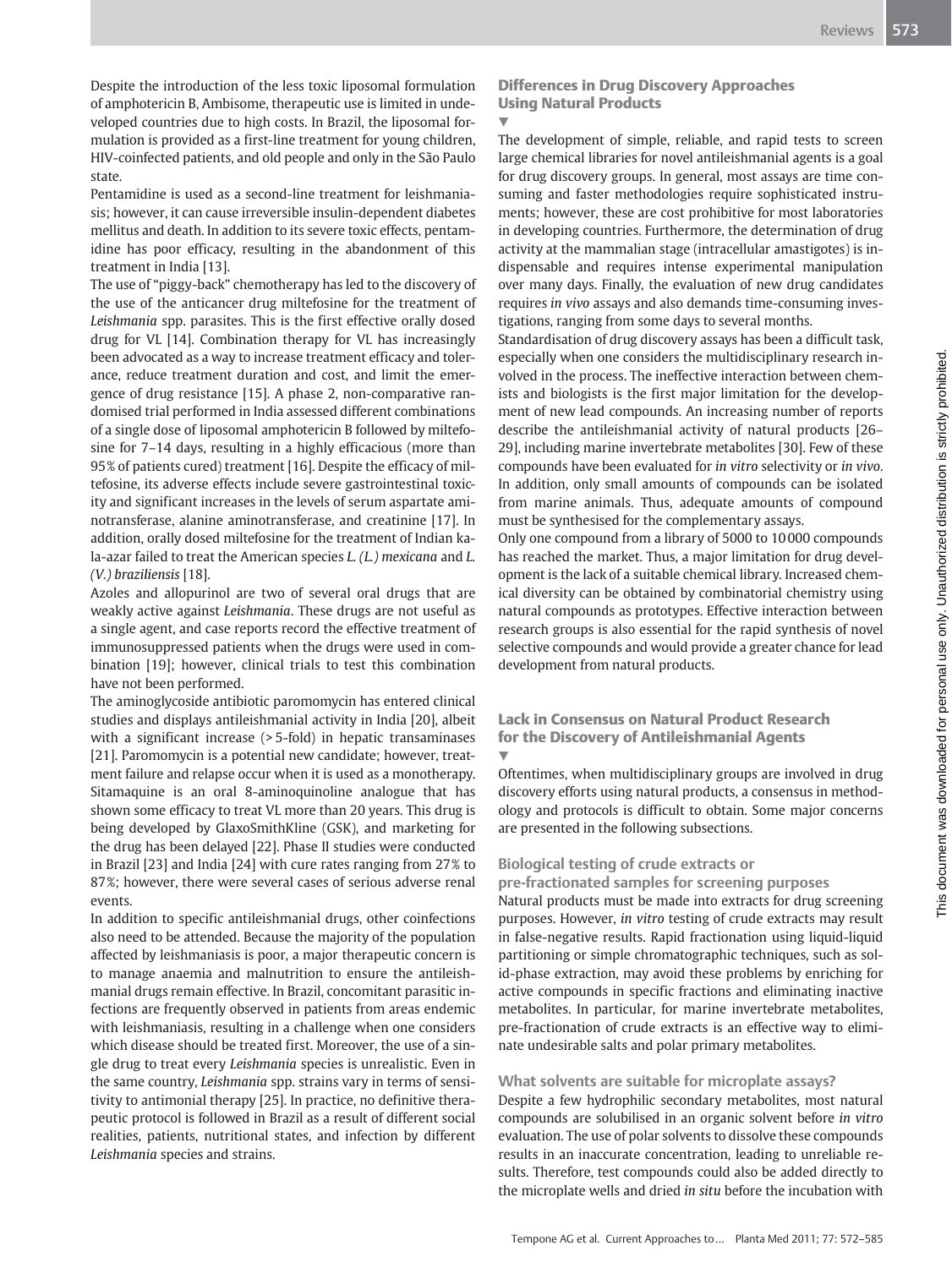Despite the introduction of the less toxic liposomal formulation of amphotericin B, Ambisome, therapeutic use is limited in undeveloped countries due to high costs. In Brazil, the liposomal formulation is provided as a first-line treatment for young children, HIV-coinfected patients, and old people and only in the São Paulo state.

Pentamidine is used as a second-line treatment for leishmaniasis; however, it can cause irreversible insulin-dependent diabetes mellitus and death. In addition to its severe toxic effects, pentamidine has poor efficacy, resulting in the abandonment of this treatment in India [13].

The use of "piggy-back" chemotherapy has led to the discovery of the use of the anticancer drug miltefosine for the treatment of *Leishmania* spp. parasites. This is the first effective orally dosed drug for VL [14]. Combination therapy for VL has increasingly been advocated as a way to increase treatment efficacy and tolerance, reduce treatment duration and cost, and limit the emergence of drug resistance [15]. A phase 2, non-comparative randomised trial performed in India assessed different combinations of a single dose of liposomal amphotericin B followed by miltefosine for 7–14 days, resulting in a highly efficacious (more than 95% of patients cured) treatment [16]. Despite the efficacy of miltefosine, its adverse effects include severe gastrointestinal toxicity and significant increases in the levels of serum aspartate aminotransferase, alanine aminotransferase, and creatinine [17]. In addition, orally dosed miltefosine for the treatment of Indian kala-azar failed to treat the American species *L. (L.) mexicana* and *L. (V.) braziliensis* [18].

Azoles and allopurinol are two of several oral drugs that are weakly active against *Leishmania*. These drugs are not useful as a single agent, and case reports record the effective treatment of immunosuppressed patients when the drugs were used in combination [19]; however, clinical trials to test this combination have not been performed.

The aminoglycoside antibiotic paromomycin has entered clinical studies and displays antileishmanial activity in India [20], albeit with a significant increase (> 5-fold) in hepatic transaminases [21]. Paromomycin is a potential new candidate; however, treatment failure and relapse occur when it is used as a monotherapy. Sitamaquine is an oral 8-aminoquinoline analogue that has shown some efficacy to treat VL more than 20 years. This drug is being developed by GlaxoSmithKline (GSK), and marketing for the drug has been delayed [22]. Phase II studies were conducted in Brazil [23] and India [24] with cure rates ranging from 27% to 87%; however, there were several cases of serious adverse renal events.

In addition to specific antileishmanial drugs, other coinfections also need to be attended. Because the majority of the population affected by leishmaniasis is poor, a major therapeutic concern is to manage anaemia and malnutrition to ensure the antileishmanial drugs remain effective. In Brazil, concomitant parasitic infections are frequently observed in patients from areas endemic with leishmaniasis, resulting in a challenge when one considers which disease should be treated first. Moreover, the use of a single drug to treat every *Leishmania* species is unrealistic. Even in the same country, *Leishmania* spp. strains vary in terms of sensitivity to antimonial therapy [25]. In practice, no definitive therapeutic protocol is followed in Brazil as a result of different social realities, patients, nutritional states, and infection by different *Leishmania* species and strains.

## Differences in Drug Discovery Approaches Using Natural Products

The development of simple, reliable, and rapid tests to screen large chemical libraries for novel antileishmanial agents is a goal for drug discovery groups. In general, most assays are time consuming and faster methodologies require sophisticated instruments; however, these are cost prohibitive for most laboratories in developing countries. Furthermore, the determination of drug activity at the mammalian stage (intracellular amastigotes) is indispensable and requires intense experimental manipulation over many days. Finally, the evaluation of new drug candidates requires *in vivo* assays and also demands time-consuming investigations, ranging from some days to several months.

Standardisation of drug discovery assays has been a difficult task, especially when one considers the multidisciplinary research involved in the process. The ineffective interaction between chemists and biologists is the first major limitation for the development of new lead compounds. An increasing number of reports describe the antileishmanial activity of natural products [26–29], including marine invertebrate metabolites [30]. Few of these compounds have been evaluated for *in vitro* selectivity or *in vivo*. In addition, only small amounts of compounds can be isolated from marine animals. Thus, adequate amounts of compound must be synthesised for the complementary assays.

Only one compound from a library of 5000 to 10 000 compounds has reached the market. Thus, a major limitation for drug development is the lack of a suitable chemical library. Increased chemical diversity can be obtained by combinatorial chemistry using natural compounds as prototypes. Effective interaction between research groups is also essential for the rapid synthesis of novel selective compounds and would provide a greater chance for lead development from natural products.

## Lack in Consensus on Natural Product Research for the Discovery of Antileishmanial Agents

Oftentimes, when multidisciplinary groups are involved in drug discovery efforts using natural products, a consensus in methodology and protocols is difficult to obtain. Some major concerns are presented in the following subsections.

### Biological testing of crude extracts or pre-fractionated samples for screening purposes

Natural products must be made into extracts for drug screening purposes. However, *in vitro* testing of crude extracts may result in false-negative results. Rapid fractionation using liquid-liquid partitioning or simple chromatographic techniques, such as solid-phase extraction, may avoid these problems by enriching for active compounds in specific fractions and eliminating inactive metabolites. In particular, for marine invertebrate metabolites, pre-fractionation of crude extracts is an effective way to eliminate undesirable salts and polar primary metabolites.

### What solvents are suitable for microplate assays?

Despite a few hydrophilic secondary metabolites, most natural compounds are solubilised in an organic solvent before *in vitro* evaluation. The use of polar solvents to dissolve these compounds results in an inaccurate concentration, leading to unreliable results. Therefore, test compounds could also be added directly to the microplate wells and dried *in situ* before the incubation with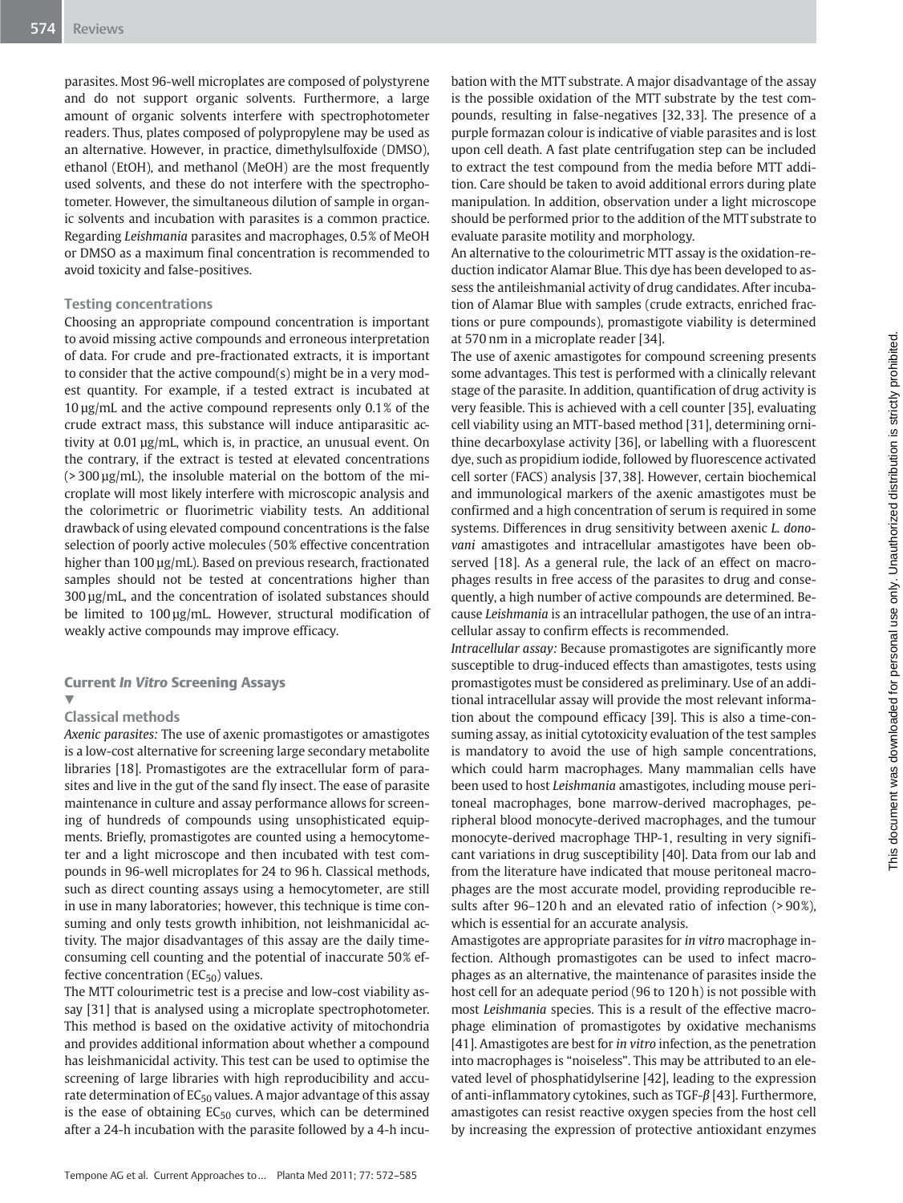parasites. Most 96-well microplates are composed of polystyrene and do not support organic solvents. Furthermore, a large amount of organic solvents interfere with spectrophotometer readers. Thus, plates composed of polypropylene may be used as an alternative. However, in practice, dimethylsulfoxide (DMSO), ethanol (EtOH), and methanol (MeOH) are the most frequently used solvents, and these do not interfere with the spectrophotometer. However, the simultaneous dilution of sample in organic solvents and incubation with parasites is a common practice. Regarding *Leishmania* parasites and macrophages, 0.5% of MeOH or DMSO as a maximum final concentration is recommended to avoid toxicity and false-positives.

### Testing concentrations

Choosing an appropriate compound concentration is important to avoid missing active compounds and erroneous interpretation of data. For crude and pre-fractionated extracts, it is important to consider that the active compound(s) might be in a very modest quantity. For example, if a tested extract is incubated at 10 µg/mL and the active compound represents only 0.1% of the crude extract mass, this substance will induce antiparasitic activity at 0.01 µg/mL, which is, in practice, an unusual event. On the contrary, if the extract is tested at elevated concentrations (> 300 µg/mL), the insoluble material on the bottom of the microplate will most likely interfere with microscopic analysis and the colorimetric or fluorimetric viability tests. An additional drawback of using elevated compound concentrations is the false selection of poorly active molecules (50% effective concentration higher than 100 µg/mL). Based on previous research, fractionated samples should not be tested at concentrations higher than 300 µg/mL, and the concentration of isolated substances should be limited to 100 µg/mL. However, structural modification of weakly active compounds may improve efficacy.

## Current *In Vitro* Screening Assays

### Classical methods

*Axenic parasites:* The use of axenic promastigotes or amastigotes is a low-cost alternative for screening large secondary metabolite libraries [18]. Promastigotes are the extracellular form of parasites and live in the gut of the sand fly insect. The ease of parasite maintenance in culture and assay performance allows for screening of hundreds of compounds using unsophisticated equipments. Briefly, promastigotes are counted using a hemocytometer and a light microscope and then incubated with test compounds in 96-well microplates for 24 to 96 h. Classical methods, such as direct counting assays using a hemocytometer, are still in use in many laboratories; however, this technique is time consuming and only tests growth inhibition, not leishmanicidal activity. The major disadvantages of this assay are the daily time-consuming cell counting and the potential of inaccurate 50% effective concentration ($EC_{50}$) values.

The MTT colourimetric test is a precise and low-cost viability assay [31] that is analysed using a microplate spectrophotometer. This method is based on the oxidative activity of mitochondria and provides additional information about whether a compound has leishmanicidal activity. This test can be used to optimise the screening of large libraries with high reproducibility and accurate determination of $EC_{50}$ values. A major advantage of this assay is the ease of obtaining $EC_{50}$ curves, which can be determined after a 24-h incubation with the parasite followed by a 4-h incubation with the MTT substrate. A major disadvantage of the assay is the possible oxidation of the MTT substrate by the test compounds, resulting in false-negatives [32,33]. The presence of a purple formazan colour is indicative of viable parasites and is lost upon cell death. A fast plate centrifugation step can be included to extract the test compound from the media before MTT addition. Care should be taken to avoid additional errors during plate manipulation. In addition, observation under a light microscope should be performed prior to the addition of the MTT substrate to evaluate parasite motility and morphology.

An alternative to the colourimetric MTT assay is the oxidation-reduction indicator Alamar Blue. This dye has been developed to assess the antileishmanial activity of drug candidates. After incubation of Alamar Blue with samples (crude extracts, enriched fractions or pure compounds), promastigote viability is determined at 570 nm in a microplate reader [34].

The use of axenic amastigotes for compound screening presents some advantages. This test is performed with a clinically relevant stage of the parasite. In addition, quantification of drug activity is very feasible. This is achieved with a cell counter [35], evaluating cell viability using an MTT-based method [31], determining ornithine decarboxylase activity [36], or labelling with a fluorescent dye, such as propidium iodide, followed by fluorescence activated cell sorter (FACS) analysis [37,38]. However, certain biochemical and immunological markers of the axenic amastigotes must be confirmed and a high concentration of serum is required in some systems. Differences in drug sensitivity between axenic *L. donovani* amastigotes and intracellular amastigotes have been observed [18]. As a general rule, the lack of an effect on macrophages results in free access of the parasites to drug and consequently, a high number of active compounds are determined. Because *Leishmania* is an intracellular pathogen, the use of an intracellular assay to confirm effects is recommended.

*Intracellular assay:* Because promastigotes are significantly more susceptible to drug-induced effects than amastigotes, tests using promastigotes must be considered as preliminary. Use of an additional intracellular assay will provide the most relevant information about the compound efficacy [39]. This is also a time-consuming assay, as initial cytotoxicity evaluation of the test samples is mandatory to avoid the use of high sample concentrations, which could harm macrophages. Many mammalian cells have been used to host *Leishmania* amastigotes, including mouse peritoneal macrophages, bone marrow-derived macrophages, peripheral blood monocyte-derived macrophages, and the tumour monocyte-derived macrophage THP-1, resulting in very significant variations in drug susceptibility [40]. Data from our lab and from the literature have indicated that mouse peritoneal macrophages are the most accurate model, providing reproducible results after 96–120 h and an elevated ratio of infection (> 90%), which is essential for an accurate analysis.

Amastigotes are appropriate parasites for *in vitro* macrophage infection. Although promastigotes can be used to infect macrophages as an alternative, the maintenance of parasites inside the host cell for an adequate period (96 to 120 h) is not possible with most *Leishmania* species. This is a result of the effective macrophage elimination of promastigotes by oxidative mechanisms [41]. Amastigotes are best for *in vitro* infection, as the penetration into macrophages is "noiseless". This may be attributed to an elevated level of phosphatidylserine [42], leading to the expression of anti-inflammatory cytokines, such as TGF-$\beta$ [43]. Furthermore, amastigotes can resist reactive oxygen species from the host cell by increasing the expression of protective antioxidant enzymes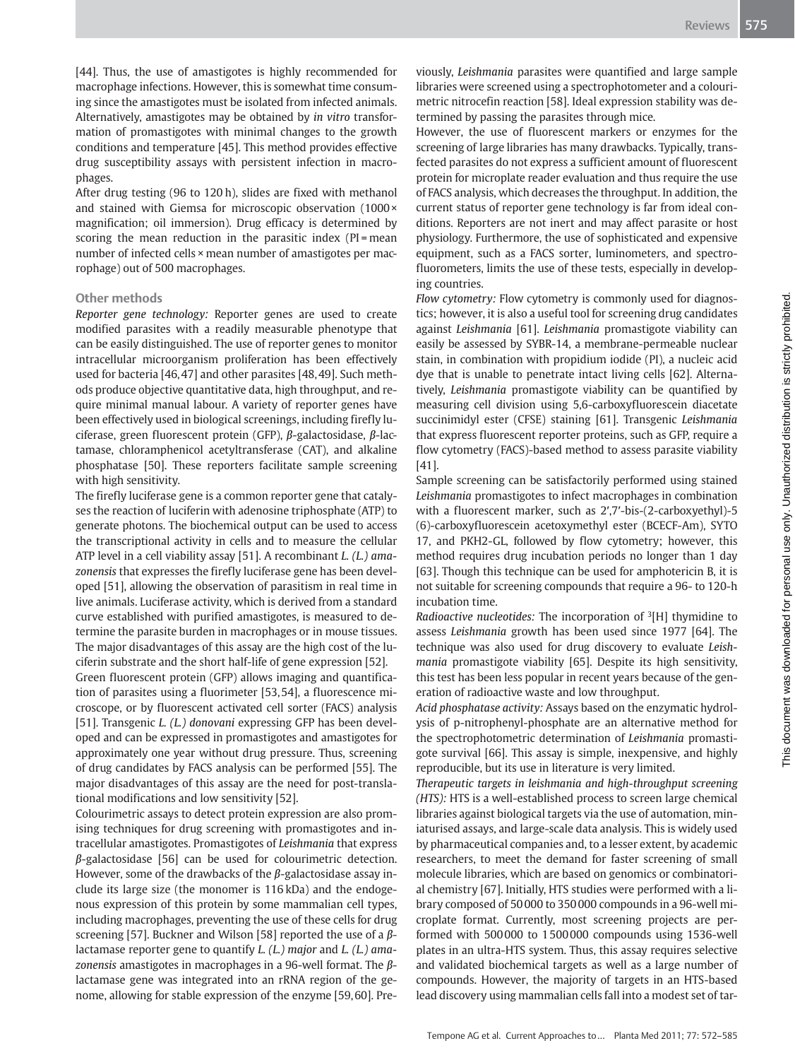[44]. Thus, the use of amastigotes is highly recommended for macrophage infections. However, this is somewhat time consuming since the amastigotes must be isolated from infected animals. Alternatively, amastigotes may be obtained by *in vitro* transformation of promastigotes with minimal changes to the growth conditions and temperature [45]. This method provides effective drug susceptibility assays with persistent infection in macrophages.

After drug testing (96 to 120 h), slides are fixed with methanol and stained with Giemsa for microscopic observation (1000 × magnification; oil immersion). Drug efficacy is determined by scoring the mean reduction in the parasitic index (PI = mean number of infected cells × mean number of amastigotes per macrophage) out of 500 macrophages.

### Other methods

*Reporter gene technology:* Reporter genes are used to create modified parasites with a readily measurable phenotype that can be easily distinguished. The use of reporter genes to monitor intracellular microorganism proliferation has been effectively used for bacteria [46,47] and other parasites [48,49]. Such methods produce objective quantitative data, high throughput, and require minimal manual labour. A variety of reporter genes have been effectively used in biological screenings, including firefly luciferase, green fluorescent protein (GFP), *β*-galactosidase, *β*-lactamase, chloramphenicol acetyltransferase (CAT), and alkaline phosphatase [50]. These reporters facilitate sample screening with high sensitivity.

The firefly luciferase gene is a common reporter gene that catalyses the reaction of luciferin with adenosine triphosphate (ATP) to generate photons. The biochemical output can be used to access the transcriptional activity in cells and to measure the cellular ATP level in a cell viability assay [51]. A recombinant *L. (L.) amazonensis* that expresses the firefly luciferase gene has been developed [51], allowing the observation of parasitism in real time in live animals. Luciferase activity, which is derived from a standard curve established with purified amastigotes, is measured to determine the parasite burden in macrophages or in mouse tissues. The major disadvantages of this assay are the high cost of the luciferin substrate and the short half-life of gene expression [52].

Green fluorescent protein (GFP) allows imaging and quantification of parasites using a fluorimeter [53,54], a fluorescence microscope, or by fluorescent activated cell sorter (FACS) analysis [51]. Transgenic *L. (L.) donovani* expressing GFP has been developed and can be expressed in promastigotes and amastigotes for approximately one year without drug pressure. Thus, screening of drug candidates by FACS analysis can be performed [55]. The major disadvantages of this assay are the need for post-translational modifications and low sensitivity [52].

Colourimetric assays to detect protein expression are also promising techniques for drug screening with promastigotes and intracellular amastigotes. Promastigotes of *Leishmania* that express *β*-galactosidase [56] can be used for colourimetric detection. However, some of the drawbacks of the *β*-galactosidase assay include its large size (the monomer is 116 kDa) and the endogenous expression of this protein by some mammalian cell types, including macrophages, preventing the use of these cells for drug screening [57]. Buckner and Wilson [58] reported the use of a *β*-lactamase reporter gene to quantify *L. (L.) major* and *L. (L.) amazonensis* amastigotes in macrophages in a 96-well format. The *β*-lactamase gene was integrated into an rRNA region of the genome, allowing for stable expression of the enzyme [59,60]. Previously, *Leishmania* parasites were quantified and large sample libraries were screened using a spectrophotometer and a colourimetric nitrocefin reaction [58]. Ideal expression stability was determined by passing the parasites through mice.

However, the use of fluorescent markers or enzymes for the screening of large libraries has many drawbacks. Typically, transfected parasites do not express a sufficient amount of fluorescent protein for microplate reader evaluation and thus require the use of FACS analysis, which decreases the throughput. In addition, the current status of reporter gene technology is far from ideal conditions. Reporters are not inert and may affect parasite or host physiology. Furthermore, the use of sophisticated and expensive equipment, such as a FACS sorter, luminometers, and spectrofluorometers, limits the use of these tests, especially in developing countries.

*Flow cytometry:* Flow cytometry is commonly used for diagnostics; however, it is also a useful tool for screening drug candidates against *Leishmania* [61]. *Leishmania* promastigote viability can easily be assessed by SYBR-14, a membrane-permeable nuclear stain, in combination with propidium iodide (PI), a nucleic acid dye that is unable to penetrate intact living cells [62]. Alternatively, *Leishmania* promastigote viability can be quantified by measuring cell division using 5,6-carboxyfluorescein diacetate succinimidyl ester (CFSE) staining [61]. Transgenic *Leishmania* that express fluorescent reporter proteins, such as GFP, require a flow cytometry (FACS)-based method to assess parasite viability [41].

Sample screening can be satisfactorily performed using stained *Leishmania* promastigotes to infect macrophages in combination with a fluorescent marker, such as 2′,7′-bis-(2-carboxyethyl)-5(6)-carboxyfluorescein acetoxymethyl ester (BCECF-Am), SYTO 17, and PKH2-GL, followed by flow cytometry; however, this method requires drug incubation periods no longer than 1 day [63]. Though this technique can be used for amphotericin B, it is not suitable for screening compounds that require a 96- to 120-h incubation time.

*Radioactive nucleotides:* The incorporation of $^{3}$[H] thymidine to assess *Leishmania* growth has been used since 1977 [64]. The technique was also used for drug discovery to evaluate *Leishmania* promastigote viability [65]. Despite its high sensitivity, this test has been less popular in recent years because of the generation of radioactive waste and low throughput.

*Acid phosphatase activity:* Assays based on the enzymatic hydrolysis of p-nitrophenyl-phosphate are an alternative method for the spectrophotometric determination of *Leishmania* promastigote survival [66]. This assay is simple, inexpensive, and highly reproducible, but its use in literature is very limited.

*Therapeutic targets in leishmania and high-throughput screening (HTS):* HTS is a well-established process to screen large chemical libraries against biological targets via the use of automation, miniaturised assays, and large-scale data analysis. This is widely used by pharmaceutical companies and, to a lesser extent, by academic researchers, to meet the demand for faster screening of small molecule libraries, which are based on genomics or combinatorial chemistry [67]. Initially, HTS studies were performed with a library composed of 50 000 to 350 000 compounds in a 96-well microplate format. Currently, most screening projects are performed with 500 000 to 1 500 000 compounds using 1536-well plates in an ultra-HTS system. Thus, this assay requires selective and validated biochemical targets as well as a large number of compounds. However, the majority of targets in an HTS-based lead discovery using mammalian cells fall into a modest set of tar-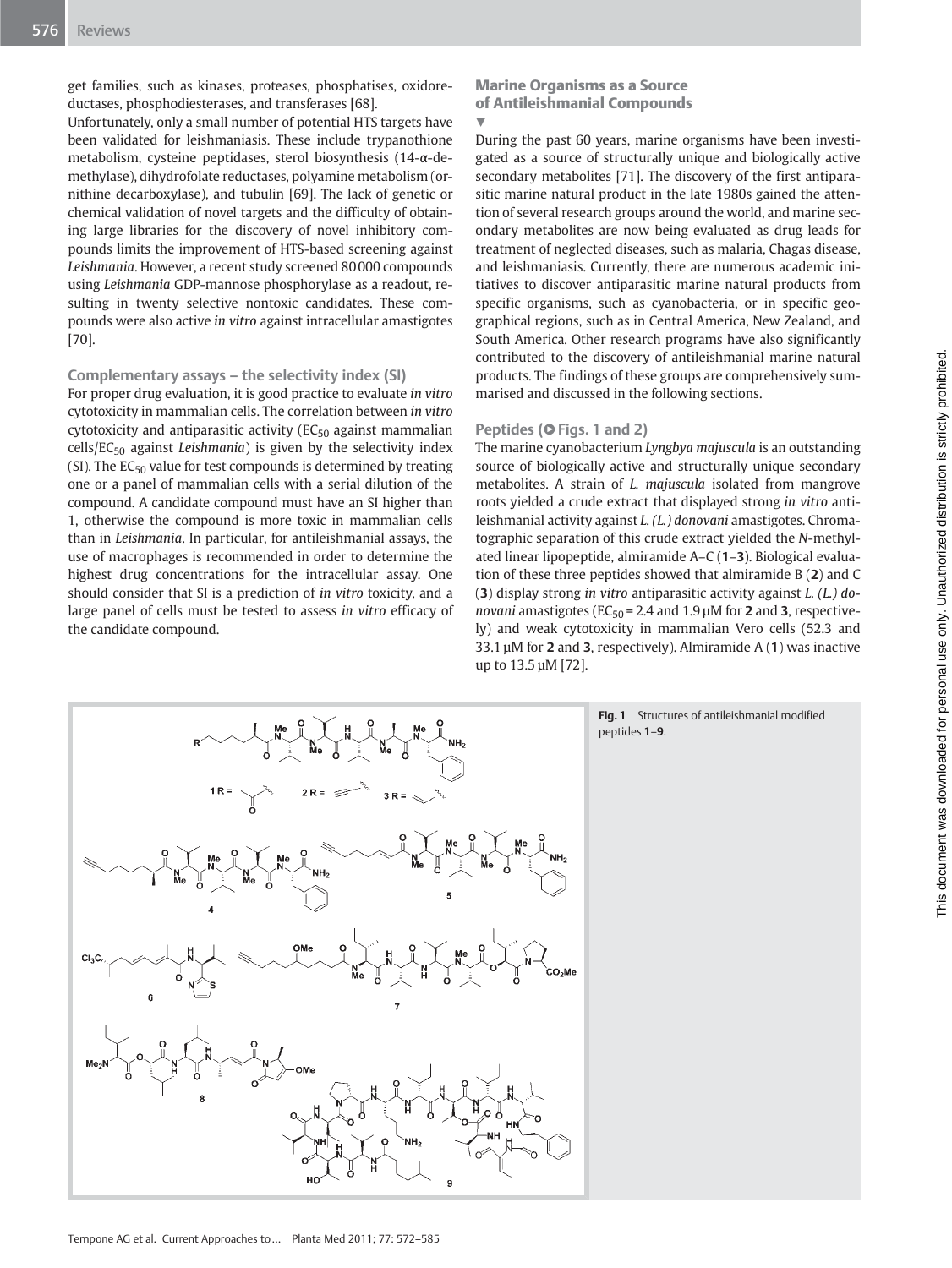get families, such as kinases, proteases, phosphatises, oxidoreductases, phosphodiesterases, and transferases [68].

Unfortunately, only a small number of potential HTS targets have been validated for leishmaniasis. These include trypanothione metabolism, cysteine peptidases, sterol biosynthesis (14-α-demethylase), dihydrofolate reductases, polyamine metabolism (ornithine decarboxylase), and tubulin [69]. The lack of genetic or chemical validation of novel targets and the difficulty of obtaining large libraries for the discovery of novel inhibitory compounds limits the improvement of HTS-based screening against *Leishmania*. However, a recent study screened 80 000 compounds using *Leishmania* GDP-mannose phosphorylase as a readout, resulting in twenty selective nontoxic candidates. These compounds were also active *in vitro* against intracellular amastigotes [70].

### Complementary assays – the selectivity index (SI)

For proper drug evaluation, it is good practice to evaluate *in vitro* cytotoxicity in mammalian cells. The correlation between *in vitro* cytotoxicity and antiparasitic activity ($EC_{50}$ against mammalian cells/$EC_{50}$ against *Leishmania*) is given by the selectivity index (SI). The $EC_{50}$ value for test compounds is determined by treating one or a panel of mammalian cells with a serial dilution of the compound. A candidate compound must have an SI higher than 1, otherwise the compound is more toxic in mammalian cells than in *Leishmania*. In particular, for antileishmanial assays, the use of macrophages is recommended in order to determine the highest drug concentrations for the intracellular assay. One should consider that SI is a prediction of *in vitro* toxicity, and a large panel of cells must be tested to assess *in vitro* efficacy of the candidate compound.

## Marine Organisms as a Source of Antileishmanial Compounds

During the past 60 years, marine organisms have been investigated as a source of structurally unique and biologically active secondary metabolites [71]. The discovery of the first antiparasitic marine natural product in the late 1980s gained the attention of several research groups around the world, and marine secondary metabolites are now being evaluated as drug leads for treatment of neglected diseases, such as malaria, Chagas disease, and leishmaniasis. Currently, there are numerous academic initiatives to discover antiparasitic marine natural products from specific organisms, such as cyanobacteria, or in specific geographical regions, such as in Central America, New Zealand, and South America. Other research programs have also significantly contributed to the discovery of antileishmanial marine natural products. The findings of these groups are comprehensively summarised and discussed in the following sections.

### Peptides (Figs. 1 and 2)

The marine cyanobacterium *Lyngbya majuscula* is an outstanding source of biologically active and structurally unique secondary metabolites. A strain of *L. majuscula* isolated from mangrove roots yielded a crude extract that displayed strong *in vitro* antileishmanial activity against *L. (L.) donovani* amastigotes. Chromatographic separation of this crude extract yielded the *N*-methylated linear lipopeptide, almiramide A–C (**1**–**3**). Biological evaluation of these three peptides showed that almiramide B (**2**) and C (**3**) display strong *in vitro* antiparasitic activity against *L. (L.) donovani* amastigotes ($EC_{50}$ = 2.4 and 1.9 µM for **2** and **3**, respectively) and weak cytotoxicity in mammalian Vero cells (52.3 and 33.1 µM for **2** and **3**, respectively). Almiramide A (**1**) was inactive up to 13.5 µM [72].

**Fig. 1** Structures of antileishmanial modified peptides **1**–**9**.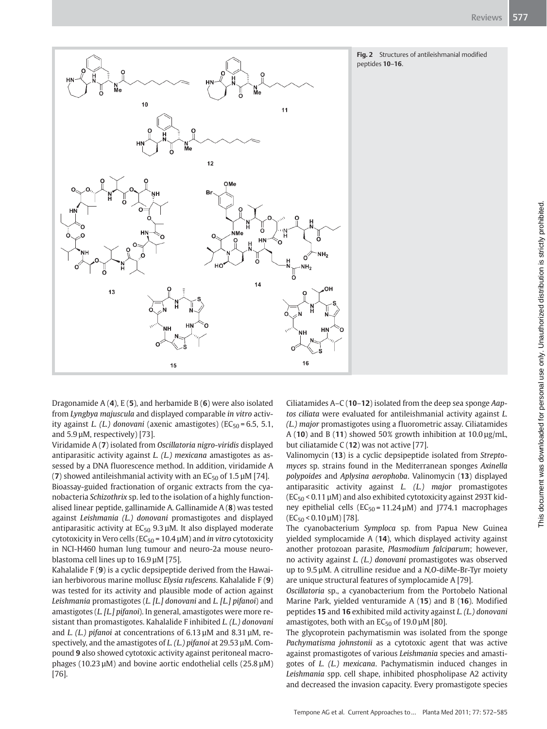**Fig. 2** Structures of antileishmanial modified peptides **10**–**16**.

Dragonamide A (**4**), E (**5**), and herbamide B (**6**) were also isolated from *Lyngbya majuscula* and displayed comparable *in vitro* activity against *L. (L.) donovani* (axenic amastigotes) ($EC_{50}$ = 6.5, 5.1, and 5.9 µM, respectively) [73].

Viridamide A (**7**) isolated from *Oscillatoria nigro-viridis* displayed antiparasitic activity against *L. (L.) mexicana* amastigotes as assessed by a DNA fluorescence method. In addition, viridamide A (**7**) showed antileishmanial activity with an $EC_{50}$ of 1.5 µM [74].

Bioassay-guided fractionation of organic extracts from the cyanobacteria *Schizothrix* sp. led to the isolation of a highly functionalised linear peptide, gallinamide A. Gallinamide A (**8**) was tested against *Leishmania (L.) donovani* promastigotes and displayed antiparasitic activity at $EC_{50}$ 9.3 µM. It also displayed moderate cytotoxicity in Vero cells ($EC_{50}$ = 10.4 µM) and *in vitro* cytotoxicity in NCI-H460 human lung tumour and neuro-2a mouse neuroblastoma cell lines up to 16.9 µM [75].

Kahalalide F (**9**) is a cyclic depsipeptide derived from the Hawaiian herbivorous marine mollusc *Elysia rufescens*. Kahalalide F (**9**) was tested for its activity and plausible mode of action against *Leishmania* promastigotes (*L. [L.] donovani* and *L. [L.] pifanoi*) and amastigotes (*L. [L.] pifanoi*). In general, amastigotes were more resistant than promastigotes. Kahalalide F inhibited *L. (L.) donovani* and *L. (L.) pifanoi* at concentrations of 6.13 µM and 8.31 µM, respectively, and the amastigotes of *L. (L.) pifanoi* at 29.53 µM. Compound **9** also showed cytotoxic activity against peritoneal macrophages (10.23 µM) and bovine aortic endothelial cells (25.8 µM) [76].

Ciliatamides A–C (**10**–**12**) isolated from the deep sea sponge *Aaptos ciliata* were evaluated for antileishmanial activity against *L. (L.) major* promastigotes using a fluorometric assay. Ciliatamides A (**10**) and B (**11**) showed 50% growth inhibition at 10.0 µg/mL, but ciliatamide C (**12**) was not active [77].

Valinomycin (**13**) is a cyclic depsipeptide isolated from *Streptomyces* sp. strains found in the Mediterranean sponges *Axinella polypoides* and *Aplysina aerophoba*. Valinomycin (**13**) displayed antiparasitic activity against *L. (L.) major* promastigotes ($EC_{50}$ < 0.11 µM) and also exhibited cytotoxicity against 293T kidney epithelial cells ($EC_{50}$ = 11.24 µM) and J774.1 macrophages ($EC_{50}$ < 0.10 µM) [78].

The cyanobacterium *Symploca* sp. from Papua New Guinea yielded symplocamide A (**14**), which displayed activity against another protozoan parasite, *Plasmodium falciparum*; however, no activity against *L. (L.) donovani* promastigotes was observed up to 9.5 µM. A citrulline residue and a *N,O*-diMe-Br-Tyr moiety are unique structural features of symplocamide A [79].

*Oscillatoria* sp., a cyanobacterium from the Portobelo National Marine Park, yielded venturamide A (**15**) and B (**16**). Modified peptides **15** and **16** exhibited mild activity against *L. (L.) donovani* amastigotes, both with an $EC_{50}$ of 19.0 µM [80].

The glycoprotein pachymatismin was isolated from the sponge *Pachymatisma johnstonii* as a cytotoxic agent that was active against promastigotes of various *Leishmania* species and amastigotes of *L. (L.) mexicana*. Pachymatismin induced changes in *Leishmania* spp. cell shape, inhibited phospholipase A2 activity and decreased the invasion capacity. Every promastigote species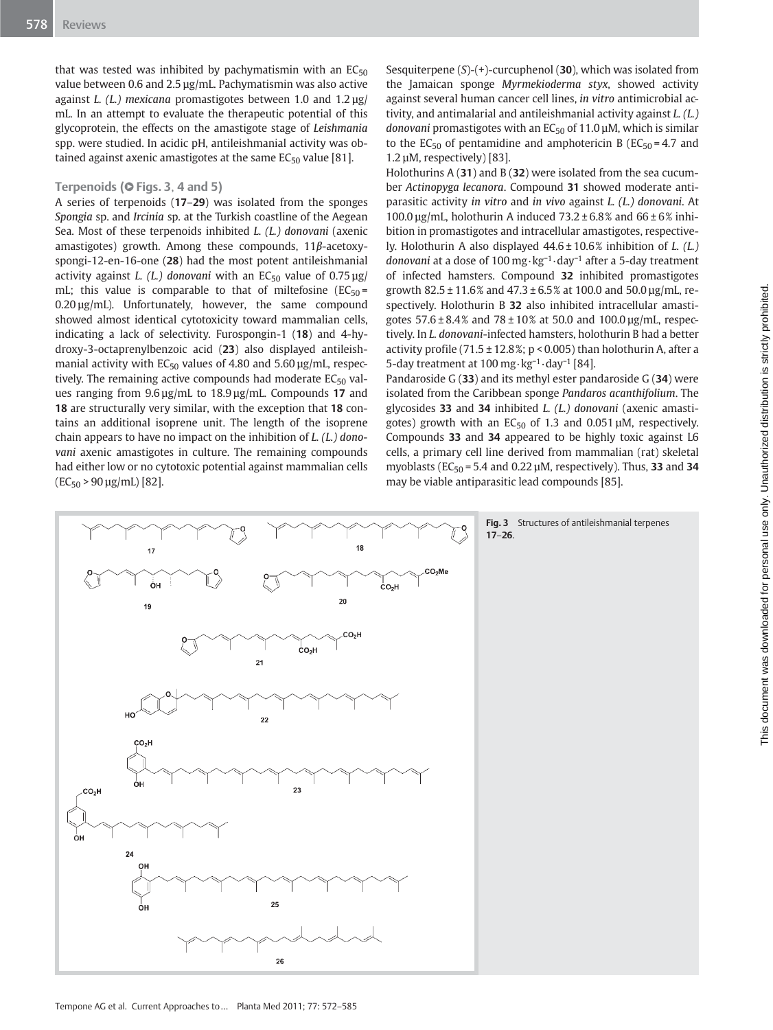that was tested was inhibited by pachymatismin with an $EC_{50}$ value between 0.6 and 2.5 µg/mL. Pachymatismin was also active against *L. (L.) mexicana* promastigotes between 1.0 and 1.2 µg/mL. In an attempt to evaluate the therapeutic potential of this glycoprotein, the effects on the amastigote stage of *Leishmania* spp. were studied. In acidic pH, antileishmanial activity was obtained against axenic amastigotes at the same $EC_{50}$ value [81].

### Terpenoids (Figs. 3, 4 and 5)

A series of terpenoids (**17**–**29**) was isolated from the sponges *Spongia* sp. and *Ircinia* sp. at the Turkish coastline of the Aegean Sea. Most of these terpenoids inhibited *L. (L.) donovani* (axenic amastigotes) growth. Among these compounds, 11*β*-acetoxyspongi-12-en-16-one (**28**) had the most potent antileishmanial activity against *L. (L.) donovani* with an $EC_{50}$ value of 0.75 µg/mL; this value is comparable to that of miltefosine ($EC_{50}$ = 0.20 µg/mL). Unfortunately, however, the same compound showed almost identical cytotoxicity toward mammalian cells, indicating a lack of selectivity. Furospongin-1 (**18**) and 4-hydroxy-3-octaprenylbenzoic acid (**23**) also displayed antileishmanial activity with $EC_{50}$ values of 4.80 and 5.60 µg/mL, respectively. The remaining active compounds had moderate $EC_{50}$ values ranging from 9.6 µg/mL to 18.9 µg/mL. Compounds **17** and **18** are structurally very similar, with the exception that **18** contains an additional isoprene unit. The length of the isoprene chain appears to have no impact on the inhibition of *L. (L.) donovani* axenic amastigotes in culture. The remaining compounds had either low or no cytotoxic potential against mammalian cells ($EC_{50}$ > 90 µg/mL) [82].

Sesquiterpene (*S*)-(+)-curcuphenol (**30**), which was isolated from the Jamaican sponge *Myrmekioderma styx*, showed activity against several human cancer cell lines, *in vitro* antimicrobial activity, and antimalarial and antileishmanial activity against *L. (L.) donovani* promastigotes with an $EC_{50}$ of 11.0 µM, which is similar to the $EC_{50}$ of pentamidine and amphotericin B ($EC_{50}$ = 4.7 and 1.2 µM, respectively) [83].

Holothurins A (**31**) and B (**32**) were isolated from the sea cucumber *Actinopyga lecanora*. Compound **31** showed moderate antiparasitic activity *in vitro* and *in vivo* against *L. (L.) donovani*. At 100.0 µg/mL, holothurin A induced 73.2 ± 6.8% and 66 ± 6% inhibition in promastigotes and intracellular amastigotes, respectively. Holothurin A also displayed 44.6 ± 10.6% inhibition of *L. (L.) donovani* at a dose of 100 $mg \cdot kg^{-1} \cdot day^{-1}$ after a 5-day treatment of infected hamsters. Compound **32** inhibited promastigotes growth 82.5 ± 11.6% and 47.3 ± 6.5% at 100.0 and 50.0 µg/mL, respectively. Holothurin B **32** also inhibited intracellular amastigotes 57.6 ± 8.4% and 78 ± 10% at 50.0 and 100.0 µg/mL, respectively. In *L. donovani*-infected hamsters, holothurin B had a better activity profile (71.5 ± 12.8%; $p < 0.005$) than holothurin A, after a 5-day treatment at 100 $mg \cdot kg^{-1} \cdot day^{-1}$ [84].

Pandaroside G (**33**) and its methyl ester pandaroside G (**34**) were isolated from the Caribbean sponge *Pandaros acanthifolium*. The glycosides **33** and **34** inhibited *L. (L.) donovani* (axenic amastigotes) growth with an $EC_{50}$ of 1.3 and 0.051 µM, respectively. Compounds **33** and **34** appeared to be highly toxic against L6 cells, a primary cell line derived from mammalian (rat) skeletal myoblasts ($EC_{50}$ = 5.4 and 0.22 µM, respectively). Thus, **33** and **34** may be viable antiparasitic lead compounds [85].

**Fig. 3** Structures of antileishmanial terpenes **17**–**26**.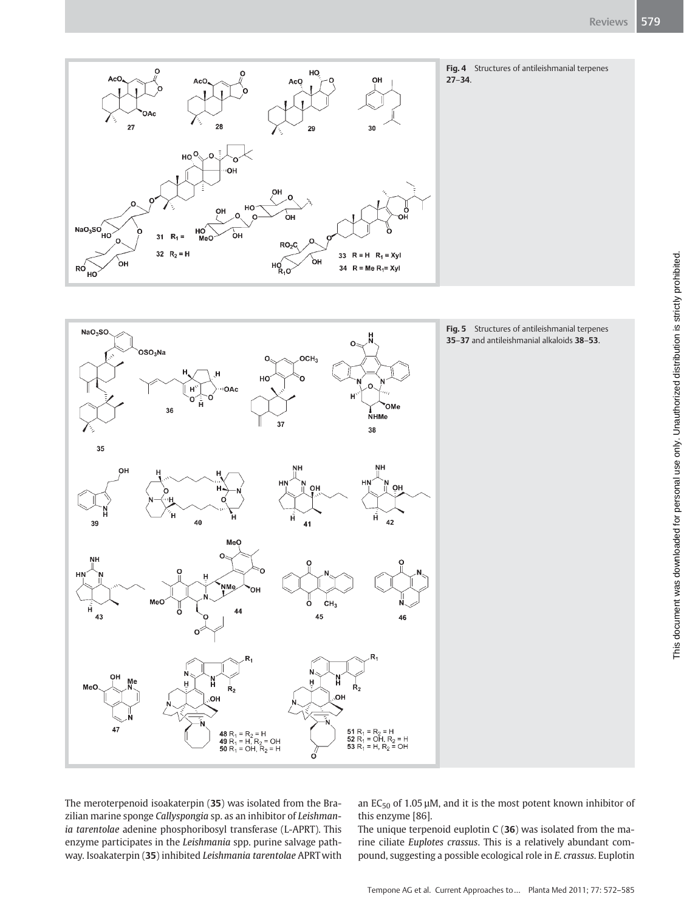**Fig. 4** Structures of antileishmanial terpenes **27**–**34**.

**Fig. 5** Structures of antileishmanial terpenes **35**–**37** and antileishmanial alkaloids **38**–**53**.

The meroterpenoid isoakaterpin (**35**) was isolated from the Brazilian marine sponge *Callyspongia* sp. as an inhibitor of *Leishmania tarentolae* adenine phosphoribosyl transferase (L-APRT). This enzyme participates in the *Leishmania* spp. purine salvage pathway. Isoakaterpin (**35**) inhibited *Leishmania tarentolae* APRT with an $EC_{50}$ of 1.05 µM, and it is the most potent known inhibitor of this enzyme [86].

The unique terpenoid euplotin C (**36**) was isolated from the marine ciliate *Euplotes crassus*. This is a relatively abundant compound, suggesting a possible ecological role in *E. crassus*. Euplotin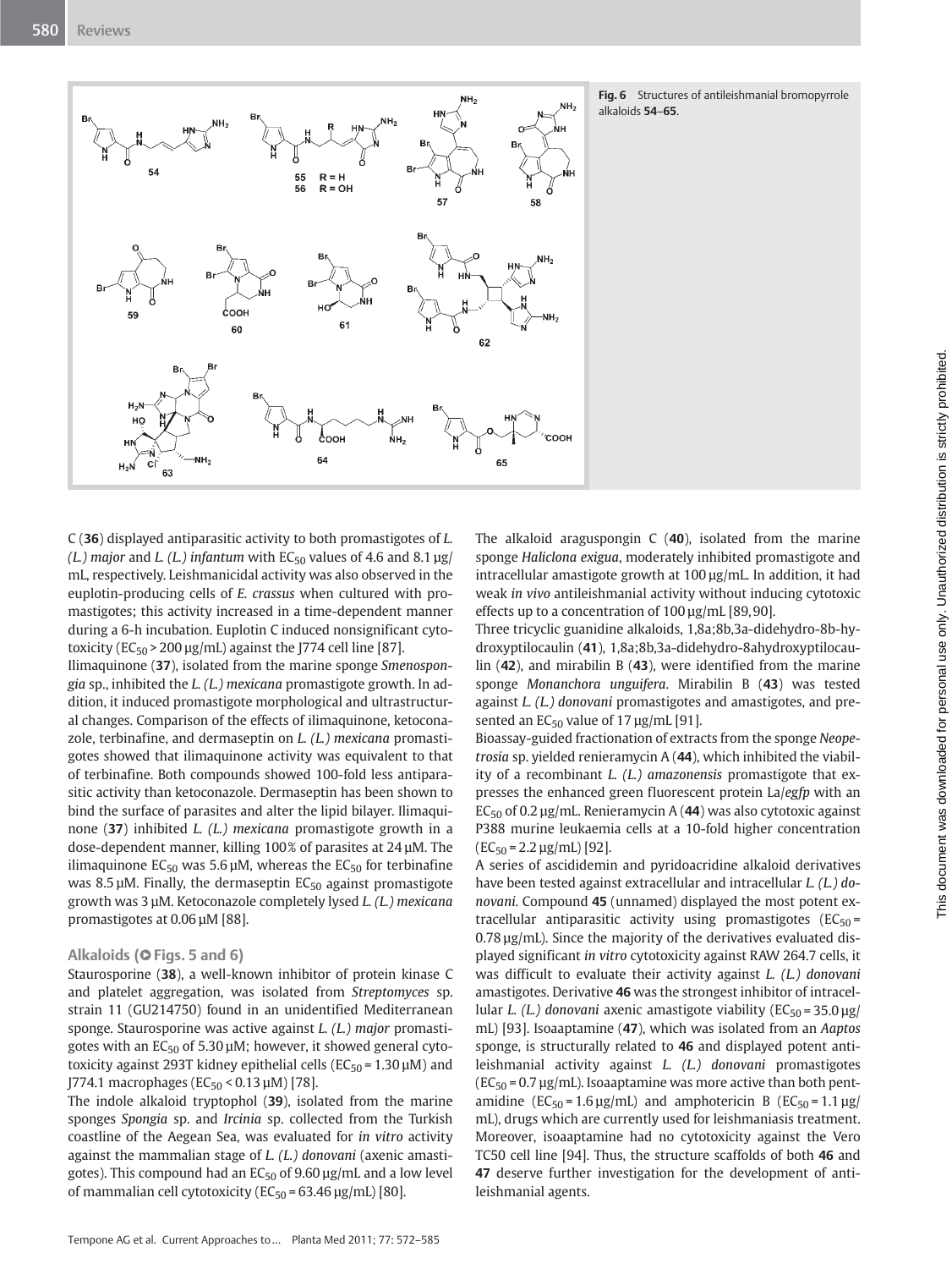Fig. 6 Structures of antileishmanial bromopyrrole alkaloids **54**–**65**.

C (**36**) displayed antiparasitic activity to both promastigotes of *L. (L.) major* and *L. (L.) infantum* with $EC_{50}$ values of 4.6 and 8.1 µg/mL, respectively. Leishmanicidal activity was also observed in the euplotin-producing cells of *E. crassus* when cultured with promastigotes; this activity increased in a time-dependent manner during a 6-h incubation. Euplotin C induced nonsignificant cytotoxicity ($EC_{50}$ > 200 µg/mL) against the J774 cell line [87].

Ilimaquinone (**37**), isolated from the marine sponge *Smenospongia* sp., inhibited the *L. (L.) mexicana* promastigote growth. In addition, it induced promastigote morphological and ultrastructural changes. Comparison of the effects of ilimaquinone, ketoconazole, terbinafine, and dermaseptin on *L. (L.) mexicana* promastigotes showed that ilimaquinone activity was equivalent to that of terbinafine. Both compounds showed 100-fold less antiparasitic activity than ketoconazole. Dermaseptin has been shown to bind the surface of parasites and alter the lipid bilayer. Ilimaquinone (**37**) inhibited *L. (L.) mexicana* promastigote growth in a dose-dependent manner, killing 100% of parasites at 24 µM. The ilimaquinone $EC_{50}$ was 5.6 µM, whereas the $EC_{50}$ for terbinafine was 8.5 µM. Finally, the dermaseptin $EC_{50}$ against promastigote growth was 3 µM. Ketoconazole completely lysed *L. (L.) mexicana* promastigotes at 0.06 µM [88].

### Alkaloids (Figs. 5 and 6)

Staurosporine (**38**), a well-known inhibitor of protein kinase C and platelet aggregation, was isolated from *Streptomyces* sp. strain 11 (GU214750) found in an unidentified Mediterranean sponge. Staurosporine was active against *L. (L.) major* promastigotes with an $EC_{50}$ of 5.30 µM; however, it showed general cytotoxicity against 293T kidney epithelial cells ($EC_{50}$ = 1.30 µM) and J774.1 macrophages ($EC_{50}$ < 0.13 µM) [78].

The indole alkaloid tryptophol (**39**), isolated from the marine sponges *Spongia* sp. and *Ircinia* sp. collected from the Turkish coastline of the Aegean Sea, was evaluated for *in vitro* activity against the mammalian stage of *L. (L.) donovani* (axenic amastigotes). This compound had an $EC_{50}$ of 9.60 µg/mL and a low level of mammalian cell cytotoxicity ($EC_{50}$ = 63.46 µg/mL) [80].

The alkaloid araguspongin C (**40**), isolated from the marine sponge *Haliclona exigua*, moderately inhibited promastigote and intracellular amastigote growth at 100 µg/mL. In addition, it had weak *in vivo* antileishmanial activity without inducing cytotoxic effects up to a concentration of 100 µg/mL [89, 90].

Three tricyclic guanidine alkaloids, 1,8a;8b,3a-didehydro-8b-hydroxyptilocaulin (**41**), 1,8a;8b,3a-didehydro-8ahydroxyptilocaulin (**42**), and mirabilin B (**43**), were identified from the marine sponge *Monanchora unguifera*. Mirabilin B (**43**) was tested against *L. (L.) donovani* promastigotes and amastigotes, and presented an $EC_{50}$ value of 17 µg/mL [91].

Bioassay-guided fractionation of extracts from the sponge *Neopetrosia* sp. yielded renieramycin A (**44**), which inhibited the viability of a recombinant *L. (L.) amazonensis* promastigote that expresses the enhanced green fluorescent protein La/*egfp* with an $EC_{50}$ of 0.2 µg/mL. Renieramycin A (**44**) was also cytotoxic against P388 murine leukaemia cells at a 10-fold higher concentration ($EC_{50}$ = 2.2 µg/mL) [92].

A series of ascididemin and pyridoacridine alkaloid derivatives have been tested against extracellular and intracellular *L. (L.) donovani*. Compound **45** (unnamed) displayed the most potent extracellular antiparasitic activity using promastigotes ($EC_{50}$ = 0.78 µg/mL). Since the majority of the derivatives evaluated displayed significant *in vitro* cytotoxicity against RAW 264.7 cells, it was difficult to evaluate their activity against *L. (L.) donovani* amastigotes. Derivative **46** was the strongest inhibitor of intracellular *L. (L.) donovani* axenic amastigote viability ($EC_{50}$ = 35.0 µg/mL) [93]. Isoaaptamine (**47**), which was isolated from an *Aaptos* sponge, is structurally related to **46** and displayed potent antileishmanial activity against *L. (L.) donovani* promastigotes ($EC_{50}$ = 0.7 µg/mL). Isoaaptamine was more active than both pentamidine ($EC_{50}$ = 1.6 µg/mL) and amphotericin B ($EC_{50}$ = 1.1 µg/mL), drugs which are currently used for leishmaniasis treatment. Moreover, isoaaptamine had no cytotoxicity against the Vero TC50 cell line [94]. Thus, the structure scaffolds of both **46** and **47** deserve further investigation for the development of antileishmanial agents.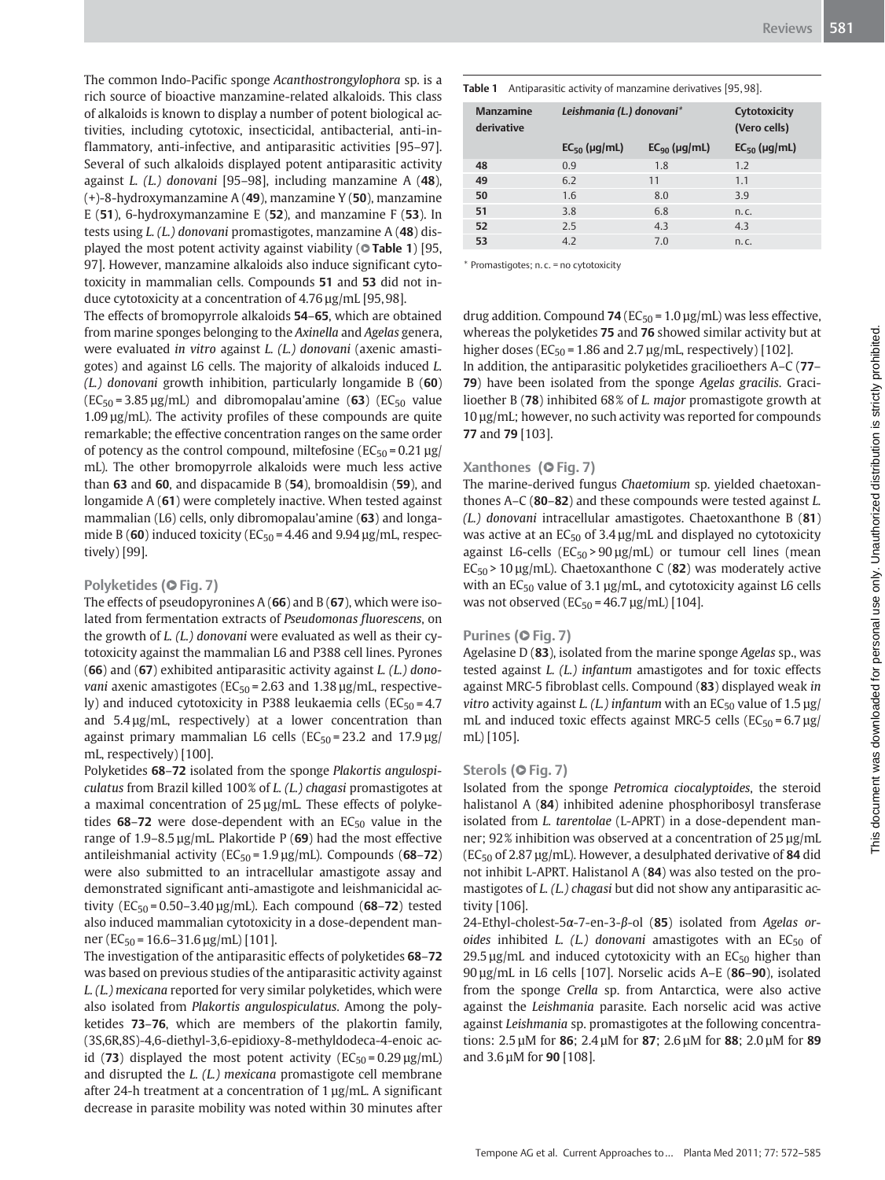The common Indo-Pacific sponge *Acanthostrongylophora* sp. is a rich source of bioactive manzamine-related alkaloids. This class of alkaloids is known to display a number of potent biological activities, including cytotoxic, insecticidal, antibacterial, anti-inflammatory, anti-infective, and antiparasitic activities [95–97]. Several of such alkaloids displayed potent antiparasitic activity against *L. (L.) donovani* [95–98], including manzamine A (**48**), (+)-8-hydroxymanzamine A (**49**), manzamine Y (**50**), manzamine E (**51**), 6-hydroxymanzamine E (**52**), and manzamine F (**53**). In tests using *L. (L.) donovani* promastigotes, manzamine A (**48**) displayed the most potent activity against viability (**Table 1**) [95, 97]. However, manzamine alkaloids also induce significant cytotoxicity in mammalian cells. Compounds **51** and **53** did not induce cytotoxicity at a concentration of 4.76 µg/mL [95, 98].

The effects of bromopyrrole alkaloids **54**–**65**, which are obtained from marine sponges belonging to the *Axinella* and *Agelas* genera, were evaluated *in vitro* against *L. (L.) donovani* (axenic amastigotes) and against L6 cells. The majority of alkaloids induced *L. (L.) donovani* growth inhibition, particularly longamide B (**60**) ($EC_{50}$ = 3.85 µg/mL) and dibromopalau'amine (**63**) ($EC_{50}$ value 1.09 µg/mL). The activity profiles of these compounds are quite remarkable; the effective concentration ranges on the same order of potency as the control compound, miltefosine ($EC_{50}$ = 0.21 µg/mL). The other bromopyrrole alkaloids were much less active than **63** and **60**, and dispacamide B (**54**), bromoaldisin (**59**), and longamide A (**61**) were completely inactive. When tested against mammalian (L6) cells, only dibromopalau'amine (**63**) and longamide B (**60**) induced toxicity ($EC_{50}$ = 4.46 and 9.94 µg/mL, respectively) [99].

### Polyketides (Fig. 7)

The effects of pseudopyronines A (**66**) and B (**67**), which were isolated from fermentation extracts of *Pseudomonas fluorescens*, on the growth of *L. (L.) donovani* were evaluated as well as their cytotoxicity against the mammalian L6 and P388 cell lines. Pyrones (**66**) and (**67**) exhibited antiparasitic activity against *L. (L.) donovani* axenic amastigotes ($EC_{50}$ = 2.63 and 1.38 µg/mL, respectively) and induced cytotoxicity in P388 leukaemia cells ($EC_{50}$ = 4.7 and 5.4 µg/mL, respectively) at a lower concentration than against primary mammalian L6 cells ($EC_{50}$ = 23.2 and 17.9 µg/mL, respectively) [100].

Polyketides **68**–**72** isolated from the sponge *Plakortis angulospiculatus* from Brazil killed 100% of *L. (L.) chagasi* promastigotes at a maximal concentration of 25 µg/mL. These effects of polyketides **68**–**72** were dose-dependent with an $EC_{50}$ value in the range of 1.9–8.5 µg/mL. Plakortide P (**69**) had the most effective antileishmanial activity ($EC_{50}$ = 1.9 µg/mL). Compounds (**68**–**72**) were also submitted to an intracellular amastigote assay and demonstrated significant anti-amastigote and leishmanicidal activity ($EC_{50}$ = 0.50–3.40 µg/mL). Each compound (**68**–**72**) tested also induced mammalian cytotoxicity in a dose-dependent manner ($EC_{50}$ = 16.6–31.6 µg/mL) [101].

The investigation of the antiparasitic effects of polyketides **68**–**72** was based on previous studies of the antiparasitic activity against *L. (L.) mexicana* reported for very similar polyketides, which were also isolated from *Plakortis angulospiculatus*. Among the polyketides **73**–**76**, which are members of the plakortin family, (3S,6R,8S)-4,6-diethyl-3,6-epidioxy-8-methyldodeca-4-enoic acid (**73**) displayed the most potent activity ($EC_{50}$ = 0.29 µg/mL) and disrupted the *L. (L.) mexicana* promastigote cell membrane after 24-h treatment at a concentration of 1 µg/mL. A significant decrease in parasite mobility was noted within 30 minutes after drug addition. Compound **74** ($EC_{50}$ = 1.0 µg/mL) was less effective, whereas the polyketides **75** and **76** showed similar activity but at higher doses ($EC_{50}$ = 1.86 and 2.7 µg/mL, respectively) [102].

In addition, the antiparasitic polyketides gracilioethers A–C (**77**–**79**) have been isolated from the sponge *Agelas gracilis*. Gracilioether B (**78**) inhibited 68% of *L. major* promastigote growth at 10 µg/mL; however, no such activity was reported for compounds **77** and **79** [103].

**Table 1** Antiparasitic activity of manzamine derivatives [95, 98].

| Manzamine derivative | *Leishmania (L.) donovani** | | Cytotoxicity (Vero cells) |
|---|---|---|---|
| | $EC_{50}$ (µg/mL) | $EC_{90}$ (µg/mL) | $EC_{50}$ (µg/mL) |
| **48** | 0.9 | 1.8 | 1.2 |
| **49** | 6.2 | 11 | 1.1 |
| **50** | 1.6 | 8.0 | 3.9 |
| **51** | 3.8 | 6.8 | n. c. |
| **52** | 2.5 | 4.3 | 4.3 |
| **53** | 4.2 | 7.0 | n. c. |

* Promastigotes; n. c. = no cytotoxicity

### Xanthones (Fig. 7)

The marine-derived fungus *Chaetomium* sp. yielded chaetoxanthones A–C (**80**–**82**) and these compounds were tested against *L. (L.) donovani* intracellular amastigotes. Chaetoxanthone B (**81**) was active at an $EC_{50}$ of 3.4 µg/mL and displayed no cytotoxicity against L6-cells ($EC_{50}$ > 90 µg/mL) or tumour cell lines (mean $EC_{50}$ > 10 µg/mL). Chaetoxanthone C (**82**) was moderately active with an $EC_{50}$ value of 3.1 µg/mL, and cytotoxicity against L6 cells was not observed ($EC_{50}$ = 46.7 µg/mL) [104].

### Purines (Fig. 7)

Agelasine D (**83**), isolated from the marine sponge *Agelas* sp., was tested against *L. (L.) infantum* amastigotes and for toxic effects against MRC-5 fibroblast cells. Compound (**83**) displayed weak *in vitro* activity against *L. (L.) infantum* with an $EC_{50}$ value of 1.5 µg/mL and induced toxic effects against MRC-5 cells ($EC_{50}$ = 6.7 µg/mL) [105].

### Sterols (Fig. 7)

Isolated from the sponge *Petromica ciocalyptoides*, the steroid halistanol A (**84**) inhibited adenine phosphoribosyl transferase isolated from *L. tarentolae* (L-APRT) in a dose-dependent manner; 92% inhibition was observed at a concentration of 25 µg/mL ($EC_{50}$ of 2.87 µg/mL). However, a desulphated derivative of **84** did not inhibit L-APRT. Halistanol A (**84**) was also tested on the promastigotes of *L. (L.) chagasi* but did not show any antiparasitic activity [106].

24-Ethyl-cholest-5α-7-en-3-β-ol (**85**) isolated from *Agelas oroides* inhibited *L. (L.) donovani* amastigotes with an $EC_{50}$ of 29.5 µg/mL and induced cytotoxicity with an $EC_{50}$ higher than 90 µg/mL in L6 cells [107]. Norselic acids A–E (**86**–**90**), isolated from the sponge *Crella* sp. from Antarctica, were also active against the *Leishmania* parasite. Each norselic acid was active against *Leishmania* sp. promastigotes at the following concentrations: 2.5 µM for **86**; 2.4 µM for **87**; 2.6 µM for **88**; 2.0 µM for **89** and 3.6 µM for **90** [108].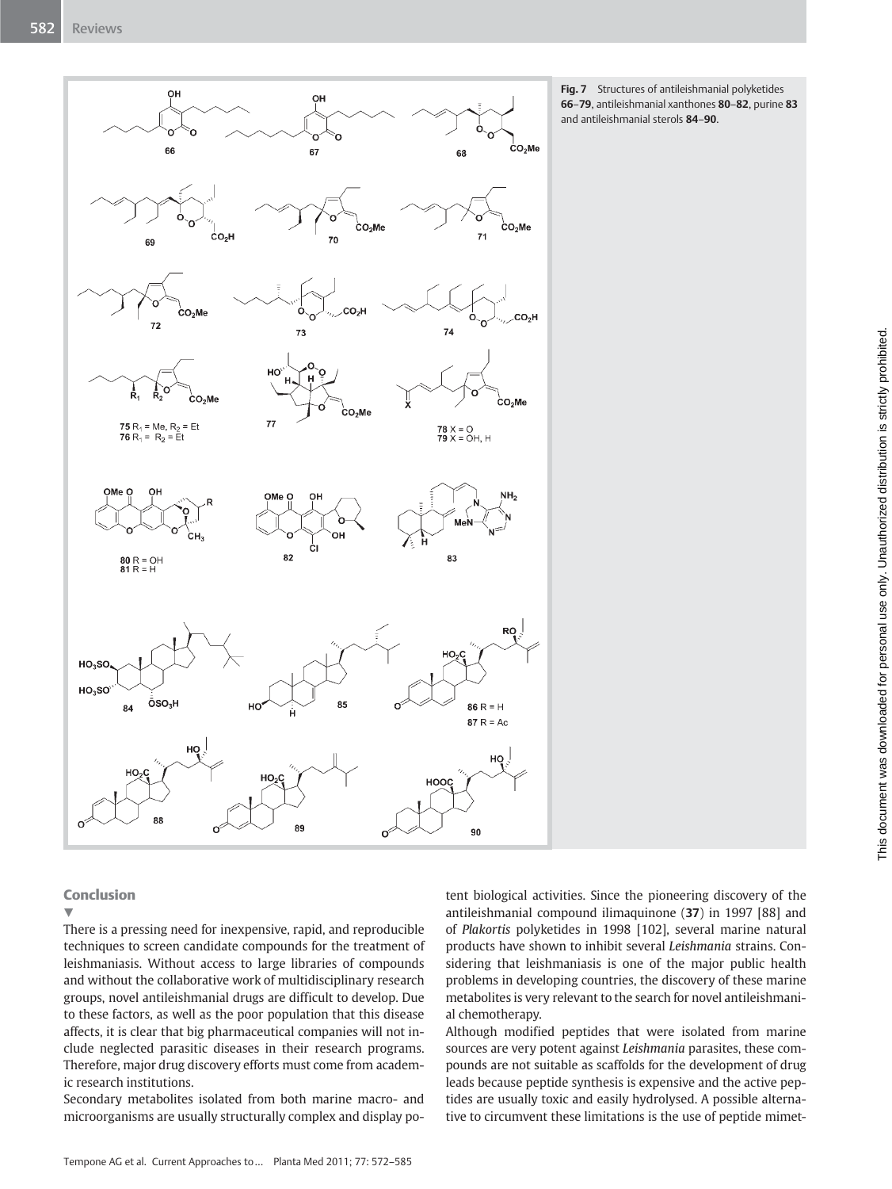**Fig. 7** Structures of antileishmanial polyketides **66**–**79**, antileishmanial xanthones **80**–**82**, purine **83** and antileishmanial sterols **84**–**90**.

## Conclusion

There is a pressing need for inexpensive, rapid, and reproducible techniques to screen candidate compounds for the treatment of leishmaniasis. Without access to large libraries of compounds and without the collaborative work of multidisciplinary research groups, novel antileishmanial drugs are difficult to develop. Due to these factors, as well as the poor population that this disease affects, it is clear that big pharmaceutical companies will not include neglected parasitic diseases in their research programs. Therefore, major drug discovery efforts must come from academic research institutions.

Secondary metabolites isolated from both marine macro- and microorganisms are usually structurally complex and display potent biological activities. Since the pioneering discovery of the antileishmanial compound ilimaquinone (**37**) in 1997 [88] and of *Plakortis* polyketides in 1998 [102], several marine natural products have shown to inhibit several *Leishmania* strains. Considering that leishmaniasis is one of the major public health problems in developing countries, the discovery of these marine metabolites is very relevant to the search for novel antileishmanial chemotherapy.

Although modified peptides that were isolated from marine sources are very potent against *Leishmania* parasites, these compounds are not suitable as scaffolds for the development of drug leads because peptide synthesis is expensive and the active peptides are usually toxic and easily hydrolysed. A possible alternative to circumvent these limitations is the use of peptide mimet-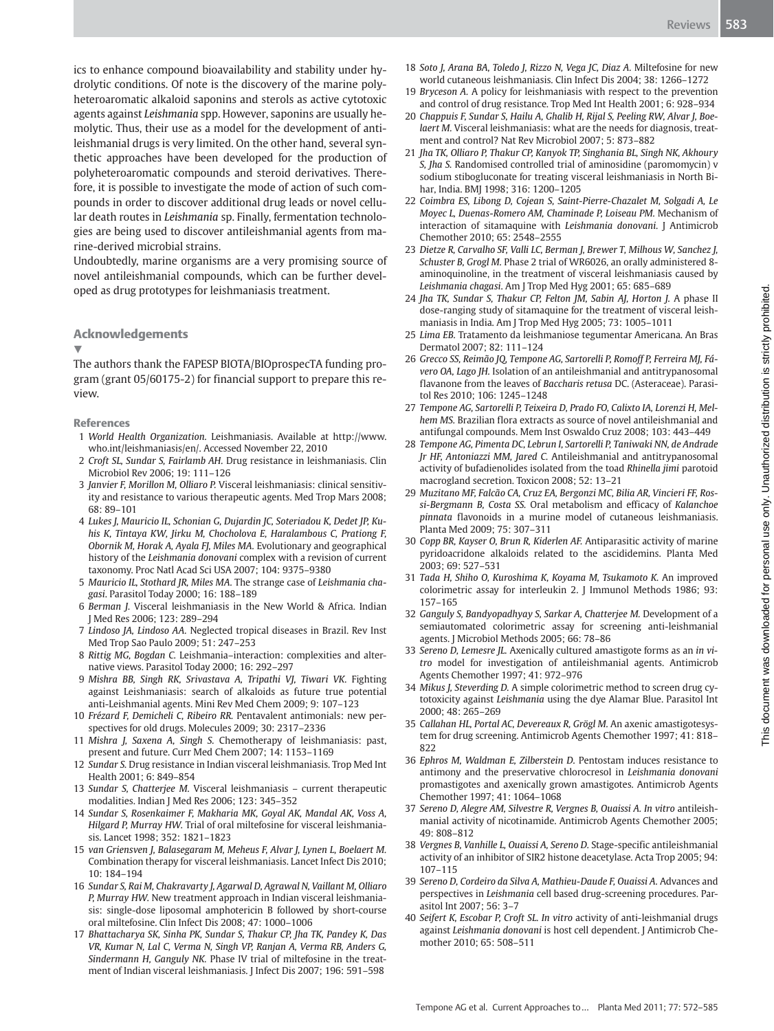ics to enhance compound bioavailability and stability under hydrolytic conditions. Of note is the discovery of the marine polyheteroaromatic alkaloid saponins and sterols as active cytotoxic agents against *Leishmania* spp. However, saponins are usually hemolytic. Thus, their use as a model for the development of antileishmanial drugs is very limited. On the other hand, several synthetic approaches have been developed for the production of polyheteroaromatic compounds and steroid derivatives. Therefore, it is possible to investigate the mode of action of such compounds in order to discover additional drug leads or novel cellular death routes in *Leishmania* sp. Finally, fermentation technologies are being used to discover antileishmanial agents from marine-derived microbial strains.

Undoubtedly, marine organisms are a very promising source of novel antileishmanial compounds, which can be further developed as drug prototypes for leishmaniasis treatment.

## Acknowledgements

The authors thank the FAPESP BIOTA/BIOprospecTA funding program (grant 05/60175-2) for financial support to prepare this review.

## References

1 *World Health Organization.* Leishmaniasis. Available at http://www.who.int/leishmaniasis/en/. Accessed November 22, 2010

2 *Croft SL, Sundar S, Fairlamb AH.* Drug resistance in leishmaniasis. Clin Microbiol Rev 2006; 19: 111–126

3 *Janvier F, Morillon M, Olliaro P.* Visceral leishmaniasis: clinical sensitivity and resistance to various therapeutic agents. Med Trop Mars 2008; 68: 89–101

4 *Lukes J, Mauricio IL, Schonian G, Dujardin JC, Soteriadou K, Dedet JP, Kuhis K, Tintaya KW, Jirku M, Chocholova E, Haralambous C, Prationg F, Obornik M, Horak A, Ayala FJ, Miles MA.* Evolutionary and geographical history of the *Leishmania donovani* complex with a revision of current taxonomy. Proc Natl Acad Sci USA 2007; 104: 9375–9380

5 *Mauricio IL, Stothard JR, Miles MA.* The strange case of *Leishmania chagasi*. Parasitol Today 2000; 16: 188–189

6 *Berman J.* Visceral leishmaniasis in the New World & Africa. Indian J Med Res 2006; 123: 289–294

7 *Lindoso JA, Lindoso AA.* Neglected tropical diseases in Brazil. Rev Inst Med Trop Sao Paulo 2009; 51: 247–253

8 *Rittig MG, Bogdan C.* Leishmania–interaction: complexities and alternative views. Parasitol Today 2000; 16: 292–297

9 *Mishra BB, Singh RK, Srivastava A, Tripathi VJ, Tiwari VK.* Fighting against Leishmaniasis: search of alkaloids as future true potential anti-Leishmanial agents. Mini Rev Med Chem 2009; 9: 107–123

10 *Frézard F, Demicheli C, Ribeiro RR.* Pentavalent antimonials: new perspectives for old drugs. Molecules 2009; 30: 2317–2336

11 *Mishra J, Saxena A, Singh S.* Chemotherapy of leishmaniasis: past, present and future. Curr Med Chem 2007; 14: 1153–1169

12 *Sundar S.* Drug resistance in Indian visceral leishmaniasis. Trop Med Int Health 2001; 6: 849–854

13 *Sundar S, Chatterjee M.* Visceral leishmaniasis – current therapeutic modalities. Indian J Med Res 2006; 123: 345–352

14 *Sundar S, Rosenkaimer F, Makharia MK, Goyal AK, Mandal AK, Voss A, Hilgard P, Murray HW.* Trial of oral miltefosine for visceral leishmaniasis. Lancet 1998; 352: 1821–1823

15 *van Griensven J, Balasegaram M, Meheus F, Alvar J, Lynen L, Boelaert M.* Combination therapy for visceral leishmaniasis. Lancet Infect Dis 2010; 10: 184–194

16 *Sundar S, Rai M, Chakravarty J, Agarwal D, Agrawal N, Vaillant M, Olliaro P, Murray HW.* New treatment approach in Indian visceral leishmaniasis: single-dose liposomal amphotericin B followed by short-course oral miltefosine. Clin Infect Dis 2008; 47: 1000–1006

17 *Bhattacharya SK, Sinha PK, Sundar S, Thakur CP, Jha TK, Pandey K, Das VR, Kumar N, Lal C, Verma N, Singh VP, Ranjan A, Verma RB, Anders G, Sindermann H, Ganguly NK.* Phase IV trial of miltefosine in the treatment of Indian visceral leishmaniasis. J Infect Dis 2007; 196: 591–598

18 *Soto J, Arana BA, Toledo J, Rizzo N, Vega JC, Diaz A.* Miltefosine for new world cutaneous leishmaniasis. Clin Infect Dis 2004; 38: 1266–1272

19 *Bryceson A.* A policy for leishmaniasis with respect to the prevention and control of drug resistance. Trop Med Int Health 2001; 6: 928–934

20 *Chappuis F, Sundar S, Hailu A, Ghalib H, Rijal S, Peeling RW, Alvar J, Boelaert M.* Visceral leishmaniasis: what are the needs for diagnosis, treatment and control? Nat Rev Microbiol 2007; 5: 873–882

21 *Jha TK, Olliaro P, Thakur CP, Kanyok TP, Singhania BL, Singh NK, Akhoury S, Jha S.* Randomised controlled trial of aminosidine (paromomycin) v sodium stibogluconate for treating visceral leishmaniasis in North Bihar, India. BMJ 1998; 316: 1200–1205

22 *Coimbra ES, Libong D, Cojean S, Saint-Pierre-Chazalet M, Solgadi A, Le Moyec L, Duenas-Romero AM, Chaminade P, Loiseau PM.* Mechanism of interaction of sitamaquine with *Leishmania donovani*. J Antimicrob Chemother 2010; 65: 2548–2555

23 *Dietze R, Carvalho SF, Valli LC, Berman J, Brewer T, Milhous W, Sanchez J, Schuster B, Grogl M.* Phase 2 trial of WR6026, an orally administered 8-aminoquinoline, in the treatment of visceral leishmaniasis caused by *Leishmania chagasi*. Am J Trop Med Hyg 2001; 65: 685–689

24 *Jha TK, Sundar S, Thakur CP, Felton JM, Sabin AJ, Horton J.* A phase II dose-ranging study of sitamaquine for the treatment of visceral leishmaniasis in India. Am J Trop Med Hyg 2005; 73: 1005–1011

25 *Lima EB.* Tratamento da leishmaniose tegumentar Americana. An Bras Dermatol 2007; 82: 111–124

26 *Grecco SS, Reimão JQ, Tempone AG, Sartorelli P, Romoff P, Ferreira MJ, Fávero OA, Lago JH.* Isolation of an antileishmanial and antitrypanosomal flavanone from the leaves of *Baccharis retusa* DC. (Asteraceae). Parasitol Res 2010; 106: 1245–1248

27 *Tempone AG, Sartorelli P, Teixeira D, Prado FO, Calixto IA, Lorenzi H, Melhem MS.* Brazilian flora extracts as source of novel antileishmanial and antifungal compounds. Mem Inst Oswaldo Cruz 2008; 103: 443–449

28 *Tempone AG, Pimenta DC, Lebrun I, Sartorelli P, Taniwaki NN, de Andrade Jr HF, Antoniazzi MM, Jared C.* Antileishmanial and antitrypanosomal activity of bufadienolides isolated from the toad *Rhinella jimi* parotoid macrogland secretion. Toxicon 2008; 52: 13–21

29 *Muzitano MF, Falcão CA, Cruz EA, Bergonzi MC, Bilia AR, Vincieri FF, Rossi-Bergmann B, Costa SS.* Oral metabolism and efficacy of *Kalanchoe pinnata* flavonoids in a murine model of cutaneous leishmaniasis. Planta Med 2009; 75: 307–311

30 *Copp BR, Kayser O, Brun R, Kiderlen AF.* Antiparasitic activity of marine pyridoacridone alkaloids related to the ascididemins. Planta Med 2003; 69: 527–531

31 *Tada H, Shiho O, Kuroshima K, Koyama M, Tsukamoto K.* An improved colorimetric assay for interleukin 2. J Immunol Methods 1986; 93: 157–165

32 *Ganguly S, Bandyopadhyay S, Sarkar A, Chatterjee M.* Development of a semiautomated colorimetric assay for screening anti-leishmanial agents. J Microbiol Methods 2005; 66: 78–86

33 *Sereno D, Lemesre JL.* Axenically cultured amastigote forms as an *in vitro* model for investigation of antileishmanial agents. Antimicrob Agents Chemother 1997; 41: 972–976

34 *Mikus J, Steverding D.* A simple colorimetric method to screen drug cytotoxicity against *Leishmania* using the dye Alamar Blue. Parasitol Int 2000; 48: 265–269

35 *Callahan HL, Portal AC, Devereaux R, Grögl M.* An axenic amastigotesystem for drug screening. Antimicrob Agents Chemother 1997; 41: 818–822

36 *Ephros M, Waldman E, Zilberstein D.* Pentostam induces resistance to antimony and the preservative chlorocresol in *Leishmania donovani* promastigotes and axenically grown amastigotes. Antimicrob Agents Chemother 1997; 41: 1064–1068

37 *Sereno D, Alegre AM, Silvestre R, Vergnes B, Ouaissi A.* *In vitro* antileishmanial activity of nicotinamide. Antimicrob Agents Chemother 2005; 49: 808–812

38 *Vergnes B, Vanhille L, Ouaissi A, Sereno D.* Stage-specific antileishmanial activity of an inhibitor of SIR2 histone deacetylase. Acta Trop 2005; 94: 107–115

39 *Sereno D, Cordeiro da Silva A, Mathieu-Daude F, Ouaissi A.* Advances and perspectives in *Leishmania* cell based drug-screening procedures. Parasitol Int 2007; 56: 3–7

40 *Seifert K, Escobar P, Croft SL.* *In vitro* activity of anti-leishmanial drugs against *Leishmania donovani* is host cell dependent. J Antimicrob Chemother 2010; 65: 508–511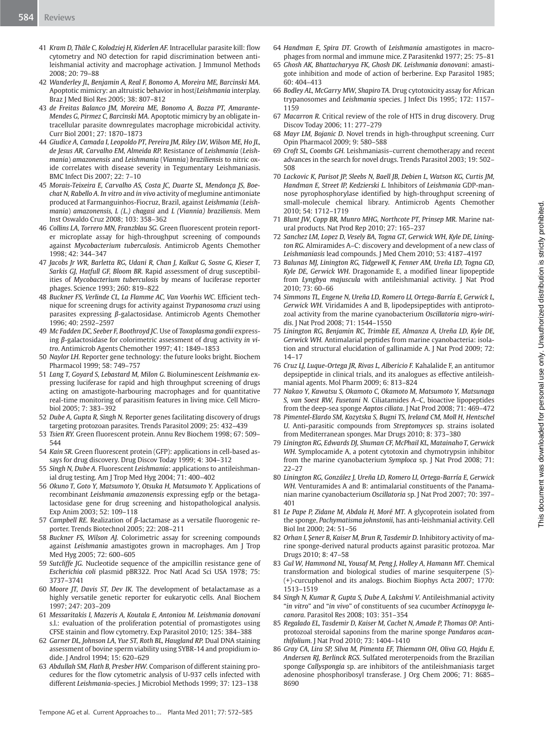41 *Kram D, Thäle C, Kolodziej H, Kiderlen AF.* Intracellular parasite kill: flow cytometry and NO detection for rapid discrimination between antileishmanial activity and macrophage activation. J Immunol Methods 2008; 20: 79–88

42 *Wanderley JL, Benjamin A, Real F, Bonomo A, Moreira ME, Barcinski MA.* Apoptotic mimicry: an altruistic behavior in host/*Leishmania* interplay. Braz J Med Biol Res 2005; 38: 807–812

43 *de Freitas Balanco JM, Moreira ME, Bonomo A, Bozza PT, Amarante-Mendes G, Pirmez C, Barcinski MA.* Apoptotic mimicry by an obligate intracellular parasite downregulates macrophage microbicidal activity. Curr Biol 2001; 27: 1870–1873

44 *Giudice A, Camada I, Leopoldo PT, Pereira JM, Riley LW, Wilson ME, Ho JL, de Jesus AR, Carvalho EM, Almeida RP.* Resistance of *Leishmania* (*Leishmania*) *amazonensis* and *Leishmania* (*Viannia*) *braziliensis* to nitric oxide correlates with disease severity in Tegumentary Leishmaniasis. BMC Infect Dis 2007; 22: 7–10

45 *Morais-Teixeira E, Carvalho AS, Costa JC, Duarte SL, Mendonça JS, Boechat N, Rabello A.* *In vitro* and *in vivo* activity of meglumine antimoniate produced at Farmanguinhos-Fiocruz, Brazil, against *Leishmania* (*Leishmania*) *amazonensis, L (L.) chagasi* and *L (Viannia) braziliensis*. Mem Inst Oswaldo Cruz 2008; 103: 358–362

46 *Collins LA, Torrero MN, Franzblau SG.* Green fluorescent protein reporter microplate assay for high-throughput screening of compounds against *Mycobacterium tuberculosis*. Antimicrob Agents Chemother 1998; 42: 344–347

47 *Jacobs Jr WR, Barletta RG, Udani R, Chan J, Kalkut G, Sosne G, Kieser T, Sarkis GJ, Hatfull GF, Bloom BR.* Rapid assessment of drug susceptibilities of *Mycobacterium tuberculosis* by means of luciferase reporter phages. Science 1993; 260: 819–822

48 *Buckner FS, Verlinde CL, La Flamme AC, Van Voorhis WC.* Efficient technique for screening drugs for activity against *Trypanosoma cruzi* using parasites expressing *β*-galactosidase. Antimicrob Agents Chemother 1996; 40: 2592–2597

49 *Mc Fadden DC, Seeber F, Boothroyd JC.* Use of *Toxoplasma gondii* expressing *β*-galactosidase for colorimetric assessment of drug activity *in vitro*. Antimicrob Agents Chemother 1997; 41: 1849–1853

50 *Naylor LH.* Reporter gene technology: the future looks bright. Biochem Pharmacol 1999; 58: 749–757

51 *Lang T, Goyard S, Lebastard M, Milon G.* Bioluminescent *Leishmania* expressing luciferase for rapid and high throughput screening of drugs acting on amastigote-harbouring macrophages and for quantitative real-time monitoring of parasitism features in living mice. Cell Microbiol 2005; 7: 383–392

52 *Dube A, Gupta R, Singh N.* Reporter genes facilitating discovery of drugs targeting protozoan parasites. Trends Parasitol 2009; 25: 432–439

53 *Tsien RY.* Green fluorescent protein. Annu Rev Biochem 1998; 67: 509–544

54 *Kain SR.* Green fluorescent protein (GFP): applications in cell-based assays for drug discovery. Drug Discov Today 1999; 4: 304–312

55 *Singh N, Dube A.* Fluorescent *Leishmania*: applications to antileishmanial drug testing. Am J Trop Med Hyg 2004; 71: 400–402

56 *Okuno T, Goto Y, Matsumoto Y, Otsuka H, Matsumoto Y.* Applications of recombinant *Leishmania amazonensis* expressing egfp or the betagalactosidase gene for drug screening and histopathological analysis. Exp Anim 2003; 52: 109–118

57 *Campbell RE.* Realization of *β*-lactamase as a versatile fluorogenic reporter. Trends Biotechnol 2005; 22: 208–211

58 *Buckner FS, Wilson AJ.* Colorimetric assay for screening compounds against *Leishmania* amastigotes grown in macrophages. Am J Trop Med Hyg 2005; 72: 600–605

59 *Sutcliffe JG.* Nucleotide sequence of the ampicillin resistance gene of *Escherichia coli* plasmid pBR322. Proc Natl Acad Sci USA 1978; 75: 3737–3741

60 *Moore JT, Davis ST, Dev IK.* The development of betalactamase as a highly versatile genetic reporter for eukaryotic cells. Anal Biochem 1997; 247: 203–209

61 *Messaritakis I, Mazeris A, Koutala E, Antoniou M.* *Leishmania donovani* s.l.: evaluation of the proliferation potential of promastigotes using CFSE stainin and flow cytometry. Exp Parasitol 2010; 125: 384–388

62 *Garner DL, Johnson LA, Yue ST, Roth BL, Haugland RP.* Dual DNA staining assessment of bovine sperm viability using SYBR-14 and propidium iodide. J Androl 1994; 15: 620–629

63 *Abdullah SM, Flath B, Presber HW.* Comparison of different staining procedures for the flow cytometric analysis of U-937 cells infected with different *Leishmania*-species. J Microbiol Methods 1999; 37: 123–138

64 *Handman E, Spira DT.* Growth of *Leishmania* amastigotes in macrophages from normal and immune mice. Z Parasitenkd 1977; 25: 75–81

65 *Ghosh AK, Bhattacharyya FK, Ghosh DK.* *Leishmania donovani*: amastigote inhibition and mode of action of berberine. Exp Parasitol 1985; 60: 404–413

66 *Bodley AL, McGarry MW, Shapiro TA.* Drug cytotoxicity assay for African trypanosomes and *Leishmania* species. J Infect Dis 1995; 172: 1157–1159

67 *Macarron R.* Critical review of the role of HTS in drug discovery. Drug Discov Today 2006; 11: 277–279

68 *Mayr LM, Bojanic D.* Novel trends in high-throughput screening. Curr Opin Pharmacol 2009; 9: 580–588

69 *Croft SL, Coombs GH.* Leishmaniasis–current chemotherapy and recent advances in the search for novel drugs. Trends Parasitol 2003; 19: 502–508

70 *Lackovic K, Parisot JP, Sleebs N, Baell JB, Debien L, Watson KG, Curtis JM, Handman E, Street IP, Kedzierski L.* Inhibitors of *Leishmania* GDP-mannose pyrophosphorylase identified by high-throughput screening of small-molecule chemical library. Antimicrob Agents Chemother 2010; 54: 1712–1719

71 *Blunt JW, Copp BR, Munro MHG, Northcote PT, Prinsep MR.* Marine natural products. Nat Prod Rep 2010; 27: 165–237

72 *Sanchez LM, Lopez D, Vesely BA, Togna GT, Gerwick WH, Kyle DE, Linington RG.* Almiramides A–C: discovery and development of a new class of *Leishmaniasis* lead compounds. J Med Chem 2010; 53: 4187–4197

73 *Balunas MJ, Linington RG, Tidgewell K, Fenner AM, Ureña LD, Togna GD, Kyle DE, Gerwick WH.* Dragonamide E, a modified linear lipopeptide from *Lyngbya majuscula* with antileishmanial activity. J Nat Prod 2010; 73: 60–66

74 *Simmons TL, Engene N, Ureña LD, Romero LI, Ortega-Barría E, Gerwick L, Gerwick WH.* Viridamides A and B, lipodepsipeptides with antiprotozoal activity from the marine cyanobacterium *Oscillatoria nigro-viridis*. J Nat Prod 2008; 71: 1544–1550

75 *Linington RG, Benjamin RC, Trimble EE, Almanza A, Ureña LD, Kyle DE, Gerwick WH.* Antimalarial peptides from marine cyanobacteria: isolation and structural elucidation of gallinamide A. J Nat Prod 2009; 72: 14–17

76 *Cruz LJ, Luque-Ortega JR, Rivas L, Albericio F.* Kahalalide F, an antitumor depsipeptide in clinical trials, and its analogues as effective antileishmanial agents. Mol Pharm 2009; 6: 813–824

77 *Nakao Y, Kawatsu S, Okamoto C, Okamoto M, Matsumoto Y, Matsunaga S, van Soest RW, Fusetani N.* Ciliatamides A–C, bioactive lipopeptides from the deep-sea sponge *Aaptos ciliata*. J Nat Prod 2008; 71: 469–472

78 *Pimentel-Elardo SM, Kozytska S, Bugni TS, Ireland CM, Moll H, Hentschel U.* Anti-parasitic compounds from *Streptomyces* sp. strains isolated from Mediterranean sponges. Mar Drugs 2010; 8: 373–380

79 *Linington RG, Edwards DJ, Shuman CF, McPhail KL, Matainaho T, Gerwick WH.* Symplocamide A, a potent cytotoxin and chymotrypsin inhibitor from the marine cyanobacterium *Symploca* sp. J Nat Prod 2008; 71: 22–27

80 *Linington RG, González J, Ureña LD, Romero LI, Ortega-Barría E, Gerwick WH.* Venturamides A and B: antimalarial constituents of the Panamanian marine cyanobacterium *Oscillatoria* sp. J Nat Prod 2007; 70: 397–401

81 *Le Pape P, Zidane M, Abdala H, Moré MT.* A glycoprotein isolated from the sponge, *Pachymatisma johnstonii*, has anti-leishmanial activity. Cell Biol Int 2000; 24: 51–56

82 *Orhan I, Şener B, Kaiser M, Brun R, Tasdemir D.* Inhibitory activity of marine sponge-derived natural products against parasitic protozoa. Mar Drugs 2010; 8: 47–58

83 *Gul W, Hammond NL, Yousaf M, Peng J, Holley A, Hamann MT.* Chemical transformation and biological studies of marine sesquiterpene (S)-(+)-curcuphenol and its analogs. Biochim Biophys Acta 2007; 1770: 1513–1519

84 *Singh N, Kumar R, Gupta S, Dube A, Lakshmi V.* Antileishmanial activity "*in vitro*" and "*in vivo*" of constituents of sea cucumber *Actinopyga lecanora*. Parasitol Res 2008; 103: 351–354

85 *Regalado EL, Tasdemir D, Kaiser M, Cachet N, Amade P, Thomas OP.* Antiprotozoal steroidal saponins from the marine sponge *Pandaros acanthifolium*. J Nat Prod 2010; 73: 1404–1410

86 *Gray CA, Lira SP, Silva M, Pimenta EF, Thiemann OH, Oliva GO, Hajdu E, Andersen RJ, Berlinck RGS.* Sulfated meroterpenoids from the Brazilian sponge *Callyspongia* sp. are inhibitors of the antileishmaniasis target adenosine phosphoribosyl transferase. J Org Chem 2006; 71: 8685–8690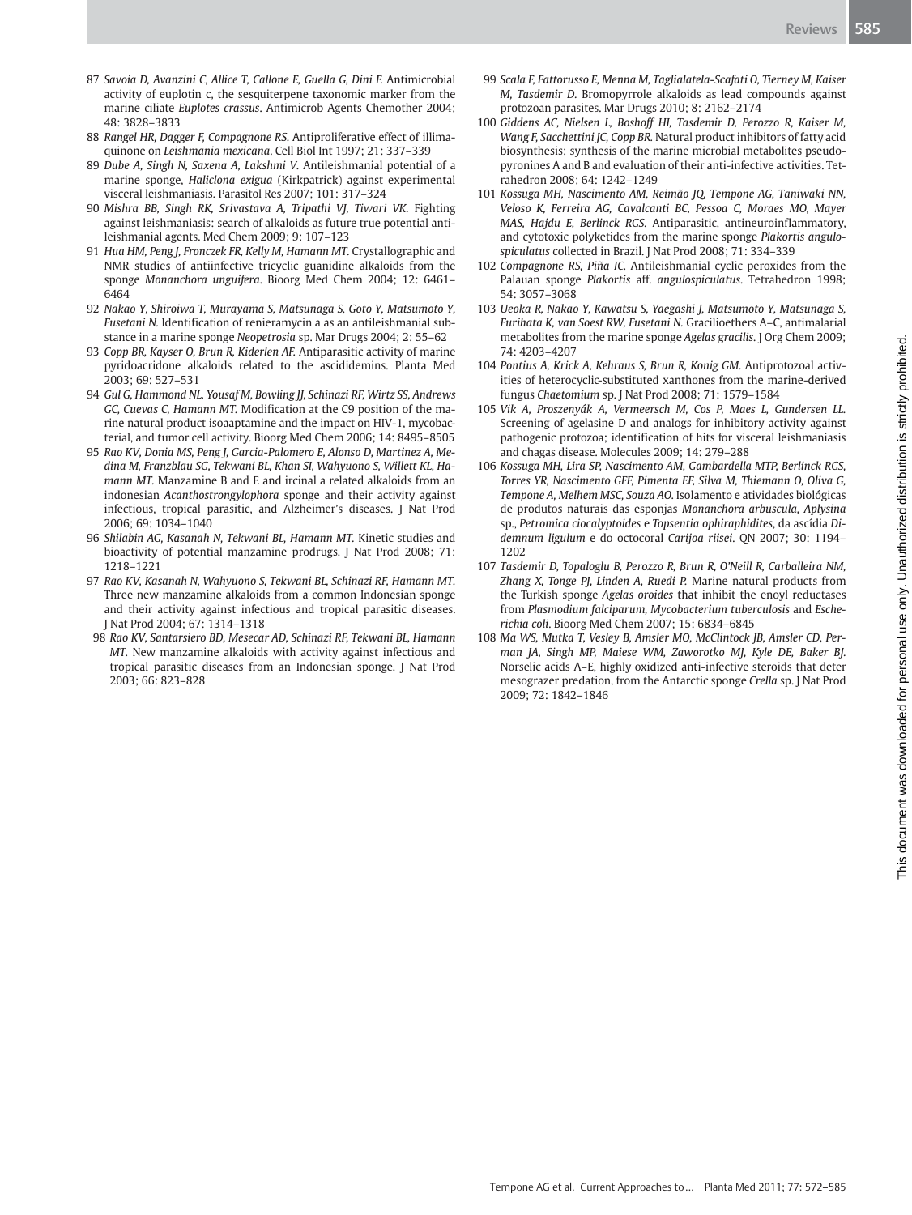87 *Savoia D, Avanzini C, Allice T, Callone E, Guella G, Dini F.* Antimicrobial activity of euplotin c, the sesquiterpene taxonomic marker from the marine ciliate *Euplotes crassus*. Antimicrob Agents Chemother 2004; 48: 3828–3833

88 *Rangel HR, Dagger F, Compagnone RS.* Antiproliferative effect of illimaquinone on *Leishmania mexicana*. Cell Biol Int 1997; 21: 337–339

89 *Dube A, Singh N, Saxena A, Lakshmi V.* Antileishmanial potential of a marine sponge, *Haliclona exigua* (Kirkpatrick) against experimental visceral leishmaniasis. Parasitol Res 2007; 101: 317–324

90 *Mishra BB, Singh RK, Srivastava A, Tripathi VJ, Tiwari VK.* Fighting against leishmaniasis: search of alkaloids as future true potential antileishmanial agents. Med Chem 2009; 9: 107–123

91 *Hua HM, Peng J, Fronczek FR, Kelly M, Hamann MT.* Crystallographic and NMR studies of antiinfective tricyclic guanidine alkaloids from the sponge *Monanchora unguifera*. Bioorg Med Chem 2004; 12: 6461–6464

92 *Nakao Y, Shiroiwa T, Murayama S, Matsunaga S, Goto Y, Matsumoto Y, Fusetani N.* Identification of renieramycin a as an antileishmanial substance in a marine sponge *Neopetrosia* sp. Mar Drugs 2004; 2: 55–62

93 *Copp BR, Kayser O, Brun R, Kiderlen AF.* Antiparasitic activity of marine pyridoacridone alkaloids related to the ascididemins. Planta Med 2003; 69: 527–531

94 *Gul G, Hammond NL, Yousaf M, Bowling JJ, Schinazi RF, Wirtz SS, Andrews GC, Cuevas C, Hamann MT.* Modification at the C9 position of the marine natural product isoaaptamine and the impact on HIV-1, mycobacterial, and tumor cell activity. Bioorg Med Chem 2006; 14: 8495–8505

95 *Rao KV, Donia MS, Peng J, Garcia-Palomero E, Alonso D, Martinez A, Medina M, Franzblau SG, Tekwani BL, Khan SI, Wahyuono S, Willett KL, Hamann MT.* Manzamine B and E and ircinal a related alkaloids from an indonesian *Acanthostrongylophora* sponge and their activity against infectious, tropical parasitic, and Alzheimer's diseases. J Nat Prod 2006; 69: 1034–1040

96 *Shilabin AG, Kasanah N, Tekwani BL, Hamann MT.* Kinetic studies and bioactivity of potential manzamine prodrugs. J Nat Prod 2008; 71: 1218–1221

97 *Rao KV, Kasanah N, Wahyuono S, Tekwani BL, Schinazi RF, Hamann MT.* Three new manzamine alkaloids from a common Indonesian sponge and their activity against infectious and tropical parasitic diseases. J Nat Prod 2004; 67: 1314–1318

98 *Rao KV, Santarsiero BD, Mesecar AD, Schinazi RF, Tekwani BL, Hamann MT.* New manzamine alkaloids with activity against infectious and tropical parasitic diseases from an Indonesian sponge. J Nat Prod 2003; 66: 823–828

99 *Scala F, Fattorusso E, Menna M, Taglialatela-Scafati O, Tierney M, Kaiser M, Tasdemir D.* Bromopyrrole alkaloids as lead compounds against protozoan parasites. Mar Drugs 2010; 8: 2162–2174

100 *Giddens AC, Nielsen L, Boshoff HI, Tasdemir D, Perozzo R, Kaiser M, Wang F, Sacchettini JC, Copp BR.* Natural product inhibitors of fatty acid biosynthesis: synthesis of the marine microbial metabolites pseudopyronines A and B and evaluation of their anti-infective activities. Tetrahedron 2008; 64: 1242–1249

101 *Kossuga MH, Nascimento AM, Reimão JQ, Tempone AG, Taniwaki NN, Veloso K, Ferreira AG, Cavalcanti BC, Pessoa C, Moraes MO, Mayer MAS, Hajdu E, Berlinck RGS.* Antiparasitic, antineuroinflammatory, and cytotoxic polyketides from the marine sponge *Plakortis angulospiculatus* collected in Brazil. J Nat Prod 2008; 71: 334–339

102 *Compagnone RS, Piña IC.* Antileishmanial cyclic peroxides from the Palauan sponge *Plakortis* aff. *angulospiculatus*. Tetrahedron 1998; 54: 3057–3068

103 *Ueoka R, Nakao Y, Kawatsu S, Yaegashi J, Matsumoto Y, Matsunaga S, Furihata K, van Soest RW, Fusetani N.* Gracilioethers A–C, antimalarial metabolites from the marine sponge *Agelas gracilis*. J Org Chem 2009; 74: 4203–4207

104 *Pontius A, Krick A, Kehraus S, Brun R, Konig GM.* Antiprotozoal activities of heterocyclic-substituted xanthones from the marine-derived fungus *Chaetomium* sp. J Nat Prod 2008; 71: 1579–1584

105 *Vik A, Proszenyák A, Vermeersch M, Cos P, Maes L, Gundersen LL.* Screening of agelasine D and analogs for inhibitory activity against pathogenic protozoa; identification of hits for visceral leishmaniasis and chagas disease. Molecules 2009; 14: 279–288

106 *Kossuga MH, Lira SP, Nascimento AM, Gambardella MTP, Berlinck RGS, Torres YR, Nascimento GFF, Pimenta EF, Silva M, Thiemann O, Oliva G, Tempone A, Melhem MSC, Souza AO.* Isolamento e atividades biológicas de produtos naturais das esponjas *Monanchora arbuscula*, *Aplysina* sp., *Petromica ciocalyptoides* e *Topsentia ophiraphidites*, da ascídia *Didemnum ligulum* e do octocoral *Carijoa riisei*. QN 2007; 30: 1194–1202

107 *Tasdemir D, Topaloglu B, Perozzo R, Brun R, O'Neill R, Carballeira NM, Zhang X, Tonge PJ, Linden A, Ruedi P.* Marine natural products from the Turkish sponge *Agelas oroides* that inhibit the enoyl reductases from *Plasmodium falciparum*, *Mycobacterium tuberculosis* and *Escherichia coli*. Bioorg Med Chem 2007; 15: 6834–6845

108 *Ma WS, Mutka T, Vesley B, Amsler MO, McClintock JB, Amsler CD, Perman JA, Singh MP, Maiese WM, Zaworotko MJ, Kyle DE, Baker BJ.* Norselic acids A–E, highly oxidized anti-infective steroids that deter mesograzer predation, from the Antarctic sponge *Crella* sp. J Nat Prod 2009; 72: 1842–1846